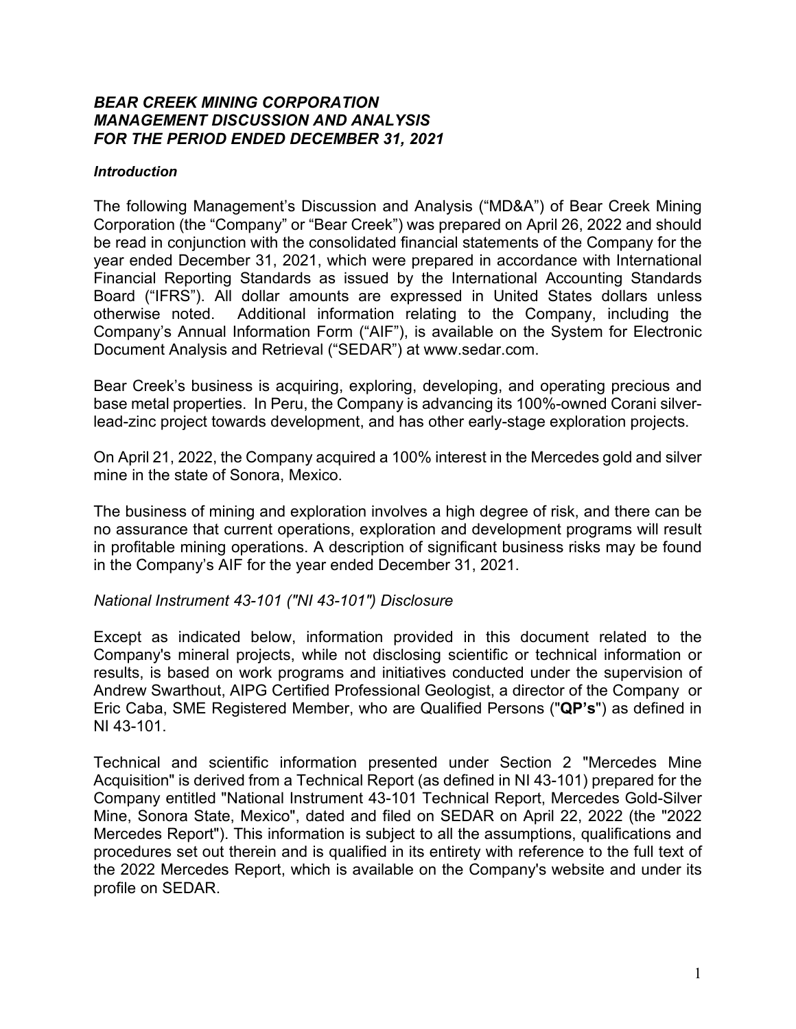***BEAR CREEK MINING CORPORATION***
***MANAGEMENT DISCUSSION AND ANALYSIS***
***FOR THE PERIOD ENDED DECEMBER 31, 2021***

***Introduction***

The following Management's Discussion and Analysis ("MD&A") of Bear Creek Mining Corporation (the "Company" or "Bear Creek") was prepared on April 26, 2022 and should be read in conjunction with the consolidated financial statements of the Company for the year ended December 31, 2021, which were prepared in accordance with International Financial Reporting Standards as issued by the International Accounting Standards Board ("IFRS"). All dollar amounts are expressed in United States dollars unless otherwise noted. Additional information relating to the Company, including the Company's Annual Information Form ("AIF"), is available on the System for Electronic Document Analysis and Retrieval ("SEDAR") at www.sedar.com.

Bear Creek's business is acquiring, exploring, developing, and operating precious and base metal properties. In Peru, the Company is advancing its 100%-owned Corani silver-lead-zinc project towards development, and has other early-stage exploration projects.

On April 21, 2022, the Company acquired a 100% interest in the Mercedes gold and silver mine in the state of Sonora, Mexico.

The business of mining and exploration involves a high degree of risk, and there can be no assurance that current operations, exploration and development programs will result in profitable mining operations. A description of significant business risks may be found in the Company's AIF for the year ended December 31, 2021.

*National Instrument 43-101 ("NI 43-101") Disclosure*

Except as indicated below, information provided in this document related to the Company's mineral projects, while not disclosing scientific or technical information or results, is based on work programs and initiatives conducted under the supervision of Andrew Swarthout, AIPG Certified Professional Geologist, a director of the Company or Eric Caba, SME Registered Member, who are Qualified Persons ("**QP's**") as defined in NI 43-101.

Technical and scientific information presented under Section 2 "Mercedes Mine Acquisition" is derived from a Technical Report (as defined in NI 43-101) prepared for the Company entitled "National Instrument 43-101 Technical Report, Mercedes Gold-Silver Mine, Sonora State, Mexico", dated and filed on SEDAR on April 22, 2022 (the "2022 Mercedes Report"). This information is subject to all the assumptions, qualifications and procedures set out therein and is qualified in its entirety with reference to the full text of the 2022 Mercedes Report, which is available on the Company's website and under its profile on SEDAR.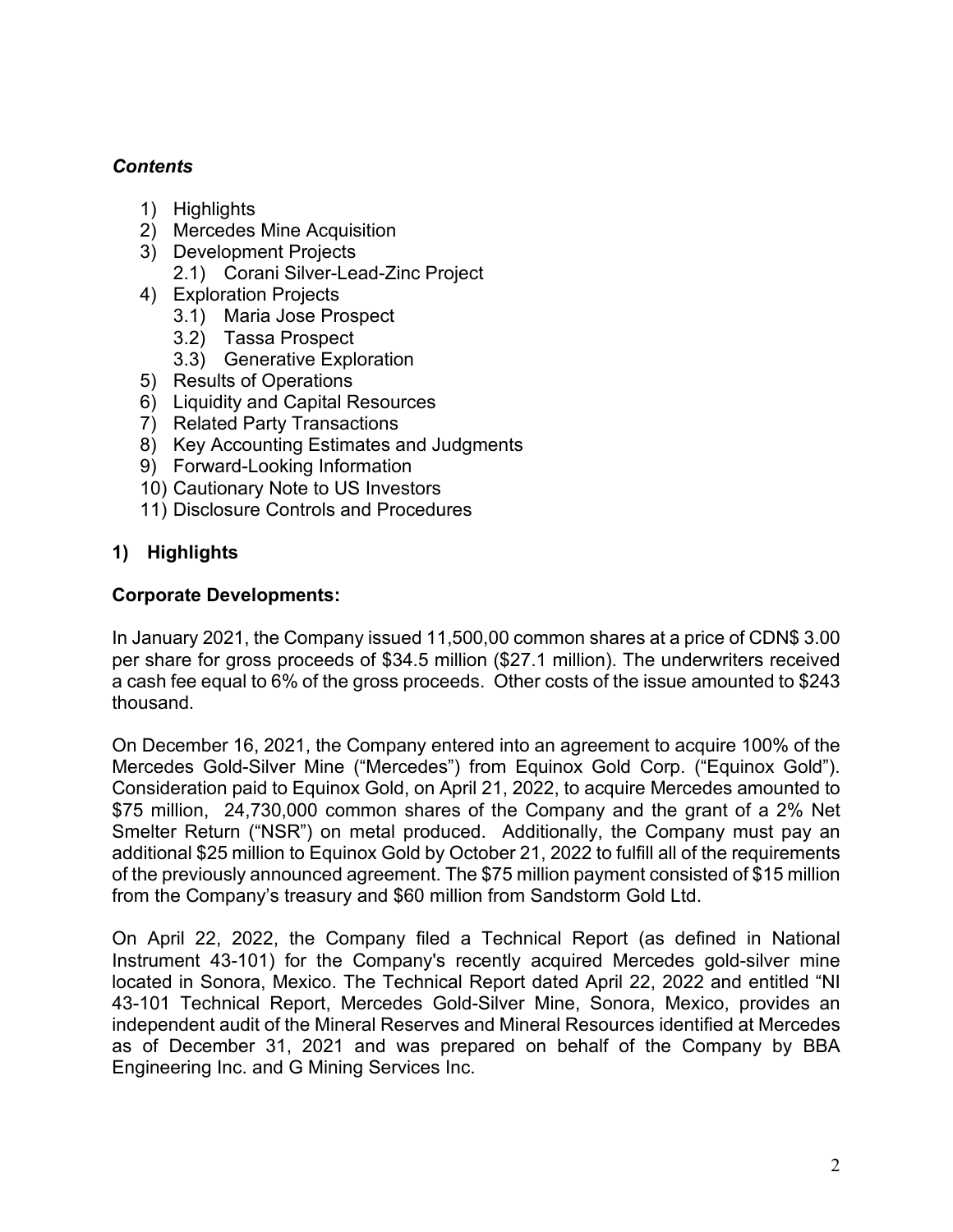## *Contents*

1) Highlights
2) Mercedes Mine Acquisition
3) Development Projects
   2.1) Corani Silver-Lead-Zinc Project
4) Exploration Projects
   3.1) Maria Jose Prospect
   3.2) Tassa Prospect
   3.3) Generative Exploration
5) Results of Operations
6) Liquidity and Capital Resources
7) Related Party Transactions
8) Key Accounting Estimates and Judgments
9) Forward-Looking Information
10) Cautionary Note to US Investors
11) Disclosure Controls and Procedures

## 1) Highlights

### Corporate Developments:

In January 2021, the Company issued 11,500,00 common shares at a price of CDN$ 3.00 per share for gross proceeds of $34.5 million ($27.1 million). The underwriters received a cash fee equal to 6% of the gross proceeds. Other costs of the issue amounted to $243 thousand.

On December 16, 2021, the Company entered into an agreement to acquire 100% of the Mercedes Gold-Silver Mine ("Mercedes") from Equinox Gold Corp. ("Equinox Gold"). Consideration paid to Equinox Gold, on April 21, 2022, to acquire Mercedes amounted to $75 million, 24,730,000 common shares of the Company and the grant of a 2% Net Smelter Return ("NSR") on metal produced. Additionally, the Company must pay an additional $25 million to Equinox Gold by October 21, 2022 to fulfill all of the requirements of the previously announced agreement. The $75 million payment consisted of $15 million from the Company's treasury and $60 million from Sandstorm Gold Ltd.

On April 22, 2022, the Company filed a Technical Report (as defined in National Instrument 43-101) for the Company's recently acquired Mercedes gold-silver mine located in Sonora, Mexico. The Technical Report dated April 22, 2022 and entitled "NI 43-101 Technical Report, Mercedes Gold-Silver Mine, Sonora, Mexico, provides an independent audit of the Mineral Reserves and Mineral Resources identified at Mercedes as of December 31, 2021 and was prepared on behalf of the Company by BBA Engineering Inc. and G Mining Services Inc.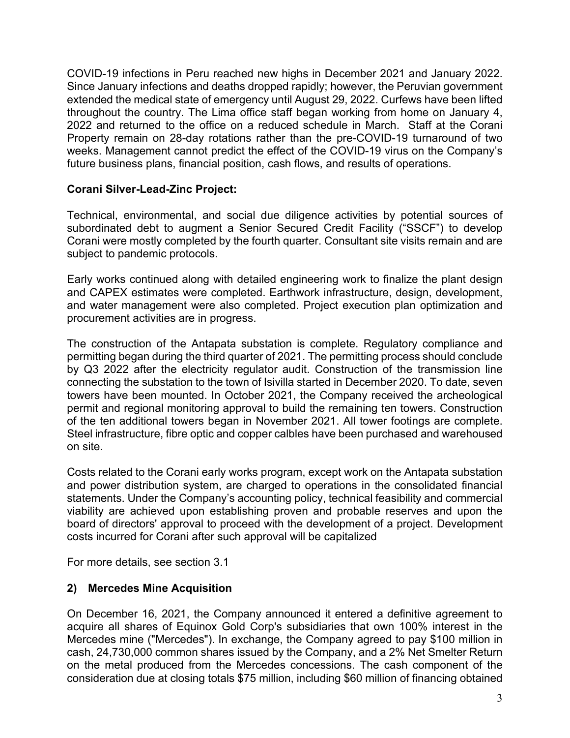COVID-19 infections in Peru reached new highs in December 2021 and January 2022. Since January infections and deaths dropped rapidly; however, the Peruvian government extended the medical state of emergency until August 29, 2022. Curfews have been lifted throughout the country. The Lima office staff began working from home on January 4, 2022 and returned to the office on a reduced schedule in March. Staff at the Corani Property remain on 28-day rotations rather than the pre-COVID-19 turnaround of two weeks. Management cannot predict the effect of the COVID-19 virus on the Company's future business plans, financial position, cash flows, and results of operations.

**Corani Silver-Lead-Zinc Project:**

Technical, environmental, and social due diligence activities by potential sources of subordinated debt to augment a Senior Secured Credit Facility ("SSCF") to develop Corani were mostly completed by the fourth quarter. Consultant site visits remain and are subject to pandemic protocols.

Early works continued along with detailed engineering work to finalize the plant design and CAPEX estimates were completed. Earthwork infrastructure, design, development, and water management were also completed. Project execution plan optimization and procurement activities are in progress.

The construction of the Antapata substation is complete. Regulatory compliance and permitting began during the third quarter of 2021. The permitting process should conclude by Q3 2022 after the electricity regulator audit. Construction of the transmission line connecting the substation to the town of Isivilla started in December 2020. To date, seven towers have been mounted. In October 2021, the Company received the archeological permit and regional monitoring approval to build the remaining ten towers. Construction of the ten additional towers began in November 2021. All tower footings are complete. Steel infrastructure, fibre optic and copper calbles have been purchased and warehoused on site.

Costs related to the Corani early works program, except work on the Antapata substation and power distribution system, are charged to operations in the consolidated financial statements. Under the Company's accounting policy, technical feasibility and commercial viability are achieved upon establishing proven and probable reserves and upon the board of directors' approval to proceed with the development of a project. Development costs incurred for Corani after such approval will be capitalized

For more details, see section 3.1

## 2) Mercedes Mine Acquisition

On December 16, 2021, the Company announced it entered a definitive agreement to acquire all shares of Equinox Gold Corp's subsidiaries that own 100% interest in the Mercedes mine ("Mercedes"). In exchange, the Company agreed to pay \$100 million in cash, 24,730,000 common shares issued by the Company, and a 2% Net Smelter Return on the metal produced from the Mercedes concessions. The cash component of the consideration due at closing totals \$75 million, including \$60 million of financing obtained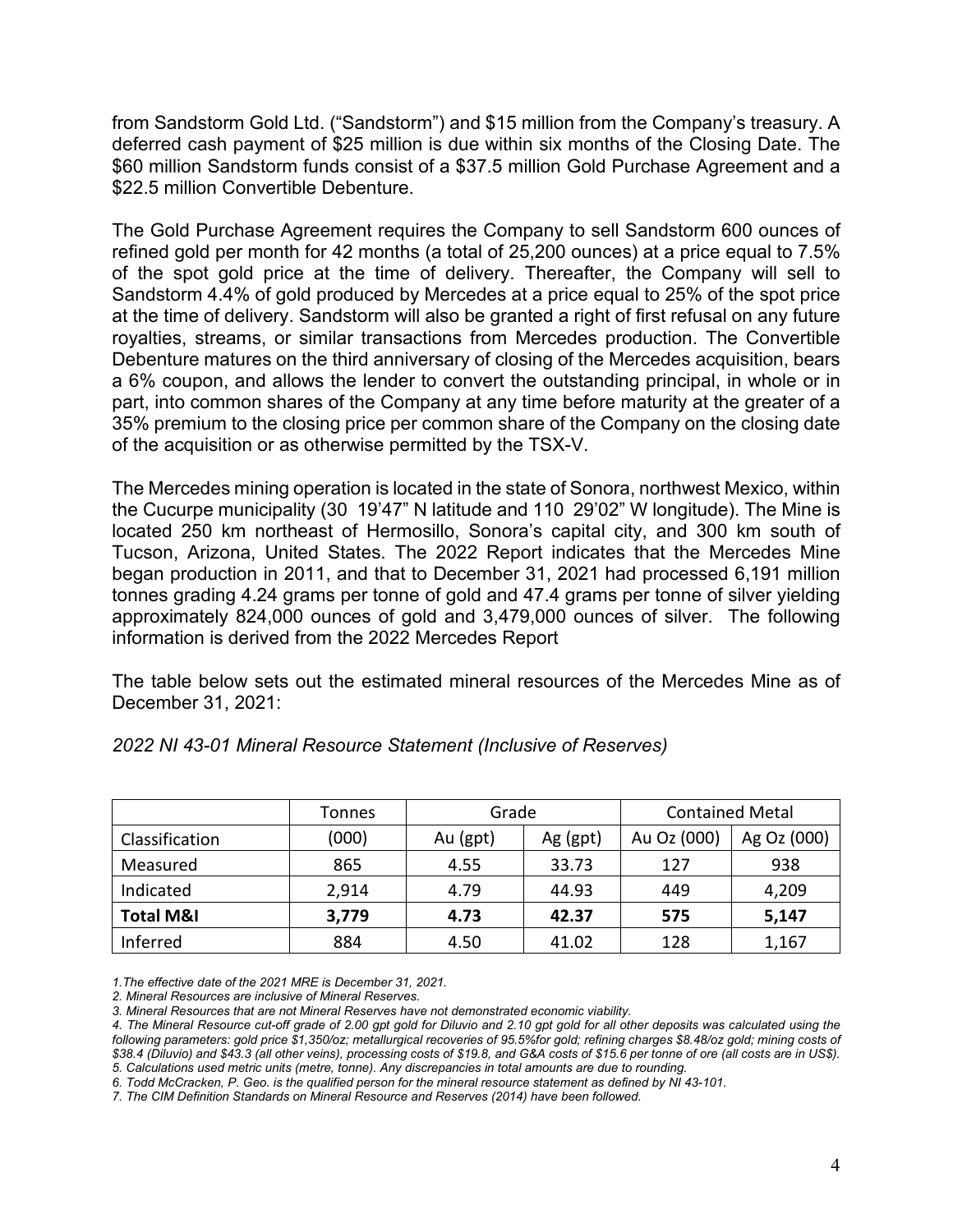from Sandstorm Gold Ltd. ("Sandstorm") and $15 million from the Company's treasury. A deferred cash payment of $25 million is due within six months of the Closing Date. The $60 million Sandstorm funds consist of a $37.5 million Gold Purchase Agreement and a $22.5 million Convertible Debenture.

The Gold Purchase Agreement requires the Company to sell Sandstorm 600 ounces of refined gold per month for 42 months (a total of 25,200 ounces) at a price equal to 7.5% of the spot gold price at the time of delivery. Thereafter, the Company will sell to Sandstorm 4.4% of gold produced by Mercedes at a price equal to 25% of the spot price at the time of delivery. Sandstorm will also be granted a right of first refusal on any future royalties, streams, or similar transactions from Mercedes production. The Convertible Debenture matures on the third anniversary of closing of the Mercedes acquisition, bears a 6% coupon, and allows the lender to convert the outstanding principal, in whole or in part, into common shares of the Company at any time before maturity at the greater of a 35% premium to the closing price per common share of the Company on the closing date of the acquisition or as otherwise permitted by the TSX-V.

The Mercedes mining operation is located in the state of Sonora, northwest Mexico, within the Cucurpe municipality (30 19'47" N latitude and 110 29'02" W longitude). The Mine is located 250 km northeast of Hermosillo, Sonora's capital city, and 300 km south of Tucson, Arizona, United States. The 2022 Report indicates that the Mercedes Mine began production in 2011, and that to December 31, 2021 had processed 6,191 million tonnes grading 4.24 grams per tonne of gold and 47.4 grams per tonne of silver yielding approximately 824,000 ounces of gold and 3,479,000 ounces of silver. The following information is derived from the 2022 Mercedes Report

The table below sets out the estimated mineral resources of the Mercedes Mine as of December 31, 2021:

*2022 NI 43-01 Mineral Resource Statement (Inclusive of Reserves)*

| | Tonnes | Grade | | Contained Metal | |
|---|---|---|---|---|---|
| Classification | (000) | Au (gpt) | Ag (gpt) | Au Oz (000) | Ag Oz (000) |
| Measured | 865 | 4.55 | 33.73 | 127 | 938 |
| Indicated | 2,914 | 4.79 | 44.93 | 449 | 4,209 |
| **Total M&I** | **3,779** | **4.73** | **42.37** | **575** | **5,147** |
| Inferred | 884 | 4.50 | 41.02 | 128 | 1,167 |

*1.The effective date of the 2021 MRE is December 31, 2021.*
*2. Mineral Resources are inclusive of Mineral Reserves.*
*3. Mineral Resources that are not Mineral Reserves have not demonstrated economic viability.*
*4. The Mineral Resource cut-off grade of 2.00 gpt gold for Diluvio and 2.10 gpt gold for all other deposits was calculated using the following parameters: gold price $1,350/oz; metallurgical recoveries of 95.5%for gold; refining charges $8.48/oz gold; mining costs of $38.4 (Diluvio) and $43.3 (all other veins), processing costs of $19.8, and G&A costs of $15.6 per tonne of ore (all costs are in US$).*
*5. Calculations used metric units (metre, tonne). Any discrepancies in total amounts are due to rounding.*
*6. Todd McCracken, P. Geo. is the qualified person for the mineral resource statement as defined by NI 43-101.*
*7. The CIM Definition Standards on Mineral Resource and Reserves (2014) have been followed.*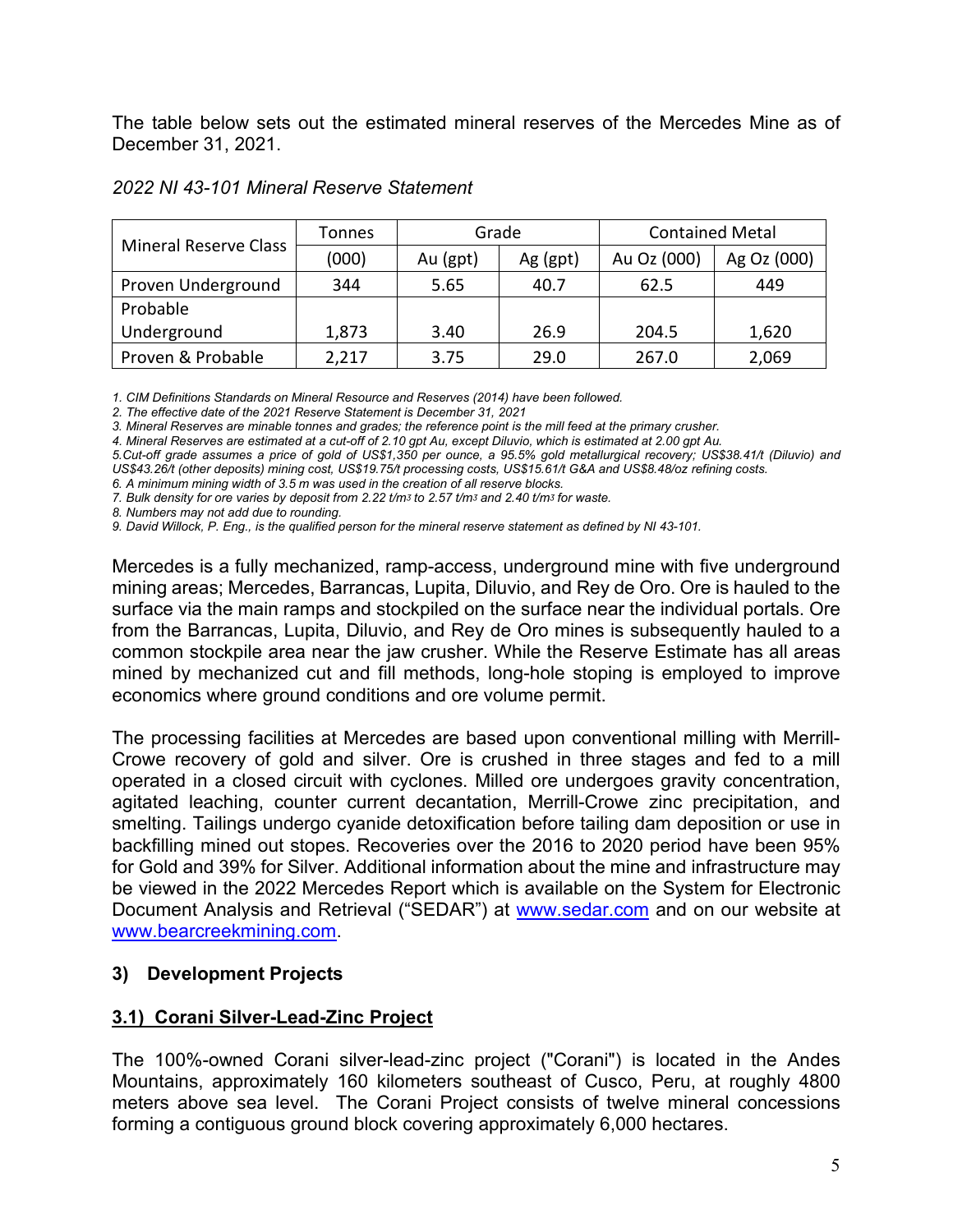The table below sets out the estimated mineral reserves of the Mercedes Mine as of December 31, 2021.

*2022 NI 43-101 Mineral Reserve Statement*

| Mineral Reserve Class | Tonnes | Grade | | Contained Metal | |
|---|---|---|---|---|---|
| | (000) | Au (gpt) | Ag (gpt) | Au Oz (000) | Ag Oz (000) |
| Proven Underground | 344 | 5.65 | 40.7 | 62.5 | 449 |
| Probable Underground | 1,873 | 3.40 | 26.9 | 204.5 | 1,620 |
| Proven & Probable | 2,217 | 3.75 | 29.0 | 267.0 | 2,069 |

*1. CIM Definitions Standards on Mineral Resource and Reserves (2014) have been followed.*
*2. The effective date of the 2021 Reserve Statement is December 31, 2021*
*3. Mineral Reserves are minable tonnes and grades; the reference point is the mill feed at the primary crusher.*
*4. Mineral Reserves are estimated at a cut-off of 2.10 gpt Au, except Diluvio, which is estimated at 2.00 gpt Au.*
*5.Cut-off grade assumes a price of gold of US$1,350 per ounce, a 95.5% gold metallurgical recovery; US$38.41/t (Diluvio) and US$43.26/t (other deposits) mining cost, US$19.75/t processing costs, US$15.61/t G&A and US$8.48/oz refining costs.*
*6. A minimum mining width of 3.5 m was used in the creation of all reserve blocks.*
*7. Bulk density for ore varies by deposit from 2.22 t/m3 to 2.57 t/m3 and 2.40 t/m3 for waste.*
*8. Numbers may not add due to rounding.*
*9. David Willock, P. Eng., is the qualified person for the mineral reserve statement as defined by NI 43-101.*

Mercedes is a fully mechanized, ramp-access, underground mine with five underground mining areas; Mercedes, Barrancas, Lupita, Diluvio, and Rey de Oro. Ore is hauled to the surface via the main ramps and stockpiled on the surface near the individual portals. Ore from the Barrancas, Lupita, Diluvio, and Rey de Oro mines is subsequently hauled to a common stockpile area near the jaw crusher. While the Reserve Estimate has all areas mined by mechanized cut and fill methods, long-hole stoping is employed to improve economics where ground conditions and ore volume permit.

The processing facilities at Mercedes are based upon conventional milling with Merrill-Crowe recovery of gold and silver. Ore is crushed in three stages and fed to a mill operated in a closed circuit with cyclones. Milled ore undergoes gravity concentration, agitated leaching, counter current decantation, Merrill-Crowe zinc precipitation, and smelting. Tailings undergo cyanide detoxification before tailing dam deposition or use in backfilling mined out stopes. Recoveries over the 2016 to 2020 period have been 95% for Gold and 39% for Silver. Additional information about the mine and infrastructure may be viewed in the 2022 Mercedes Report which is available on the System for Electronic Document Analysis and Retrieval ("SEDAR") at www.sedar.com and on our website at www.bearcreekmining.com.

## 3) Development Projects

### 3.1) Corani Silver-Lead-Zinc Project

The 100%-owned Corani silver-lead-zinc project ("Corani") is located in the Andes Mountains, approximately 160 kilometers southeast of Cusco, Peru, at roughly 4800 meters above sea level. The Corani Project consists of twelve mineral concessions forming a contiguous ground block covering approximately 6,000 hectares.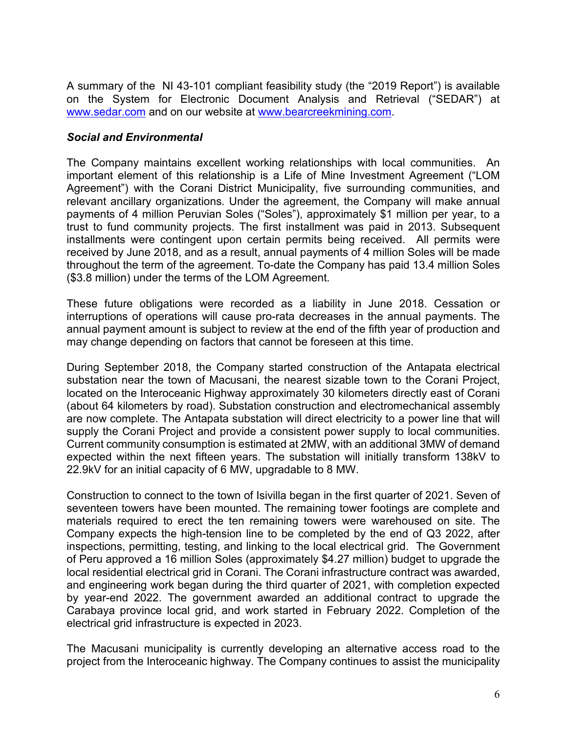A summary of the NI 43-101 compliant feasibility study (the "2019 Report") is available on the System for Electronic Document Analysis and Retrieval ("SEDAR") at www.sedar.com and on our website at www.bearcreekmining.com.

### *Social and Environmental*

The Company maintains excellent working relationships with local communities. An important element of this relationship is a Life of Mine Investment Agreement ("LOM Agreement") with the Corani District Municipality, five surrounding communities, and relevant ancillary organizations. Under the agreement, the Company will make annual payments of 4 million Peruvian Soles ("Soles"), approximately $1 million per year, to a trust to fund community projects. The first installment was paid in 2013. Subsequent installments were contingent upon certain permits being received. All permits were received by June 2018, and as a result, annual payments of 4 million Soles will be made throughout the term of the agreement. To-date the Company has paid 13.4 million Soles ($3.8 million) under the terms of the LOM Agreement.

These future obligations were recorded as a liability in June 2018. Cessation or interruptions of operations will cause pro-rata decreases in the annual payments. The annual payment amount is subject to review at the end of the fifth year of production and may change depending on factors that cannot be foreseen at this time.

During September 2018, the Company started construction of the Antapata electrical substation near the town of Macusani, the nearest sizable town to the Corani Project, located on the Interoceanic Highway approximately 30 kilometers directly east of Corani (about 64 kilometers by road). Substation construction and electromechanical assembly are now complete. The Antapata substation will direct electricity to a power line that will supply the Corani Project and provide a consistent power supply to local communities. Current community consumption is estimated at 2MW, with an additional 3MW of demand expected within the next fifteen years. The substation will initially transform 138kV to 22.9kV for an initial capacity of 6 MW, upgradable to 8 MW.

Construction to connect to the town of Isivilla began in the first quarter of 2021. Seven of seventeen towers have been mounted. The remaining tower footings are complete and materials required to erect the ten remaining towers were warehoused on site. The Company expects the high-tension line to be completed by the end of Q3 2022, after inspections, permitting, testing, and linking to the local electrical grid. The Government of Peru approved a 16 million Soles (approximately $4.27 million) budget to upgrade the local residential electrical grid in Corani. The Corani infrastructure contract was awarded, and engineering work began during the third quarter of 2021, with completion expected by year-end 2022. The government awarded an additional contract to upgrade the Carabaya province local grid, and work started in February 2022. Completion of the electrical grid infrastructure is expected in 2023.

The Macusani municipality is currently developing an alternative access road to the project from the Interoceanic highway. The Company continues to assist the municipality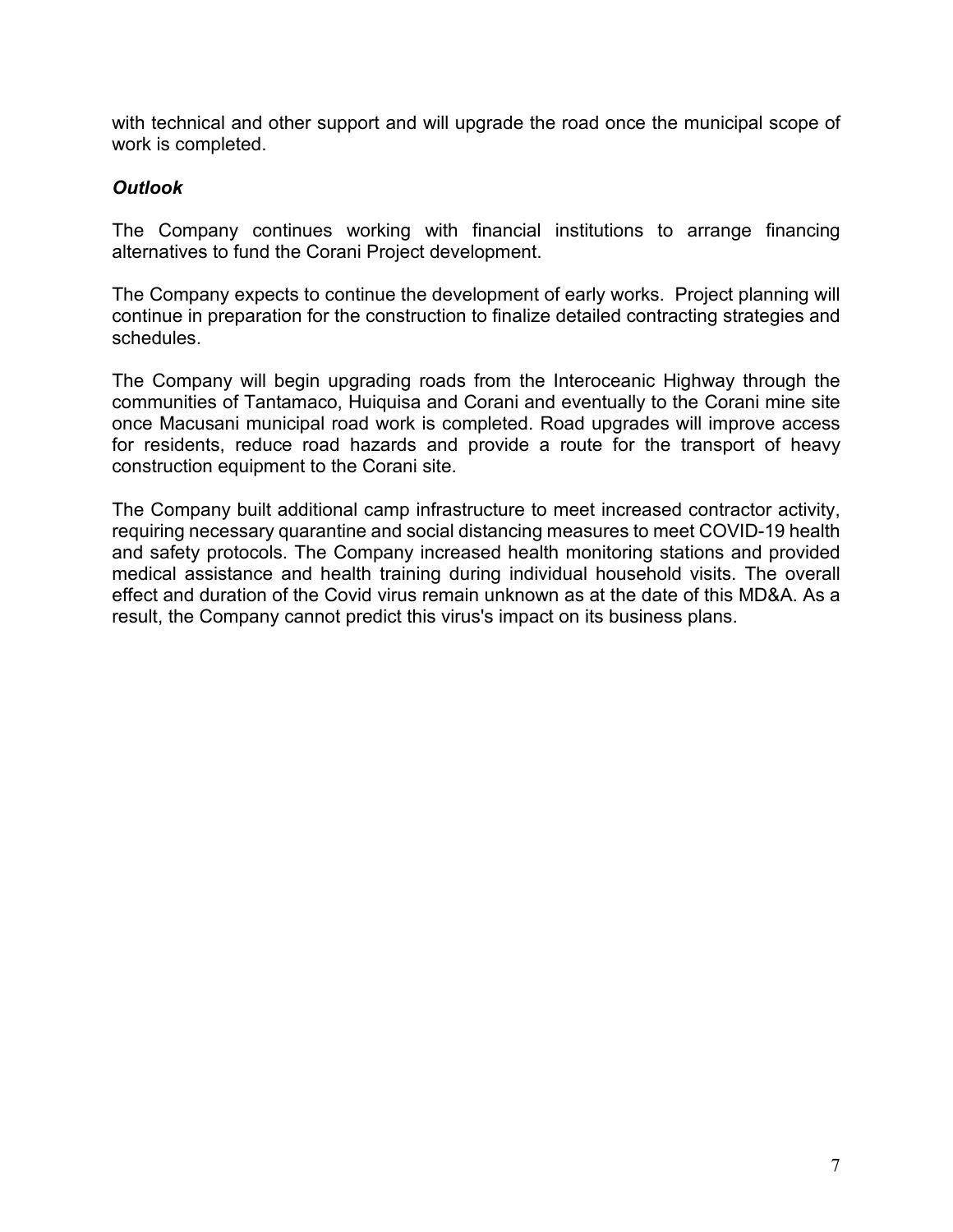with technical and other support and will upgrade the road once the municipal scope of work is completed.

### *Outlook*

The Company continues working with financial institutions to arrange financing alternatives to fund the Corani Project development.

The Company expects to continue the development of early works. Project planning will continue in preparation for the construction to finalize detailed contracting strategies and schedules.

The Company will begin upgrading roads from the Interoceanic Highway through the communities of Tantamaco, Huiquisa and Corani and eventually to the Corani mine site once Macusani municipal road work is completed. Road upgrades will improve access for residents, reduce road hazards and provide a route for the transport of heavy construction equipment to the Corani site.

The Company built additional camp infrastructure to meet increased contractor activity, requiring necessary quarantine and social distancing measures to meet COVID-19 health and safety protocols. The Company increased health monitoring stations and provided medical assistance and health training during individual household visits. The overall effect and duration of the Covid virus remain unknown as at the date of this MD&A. As a result, the Company cannot predict this virus's impact on its business plans.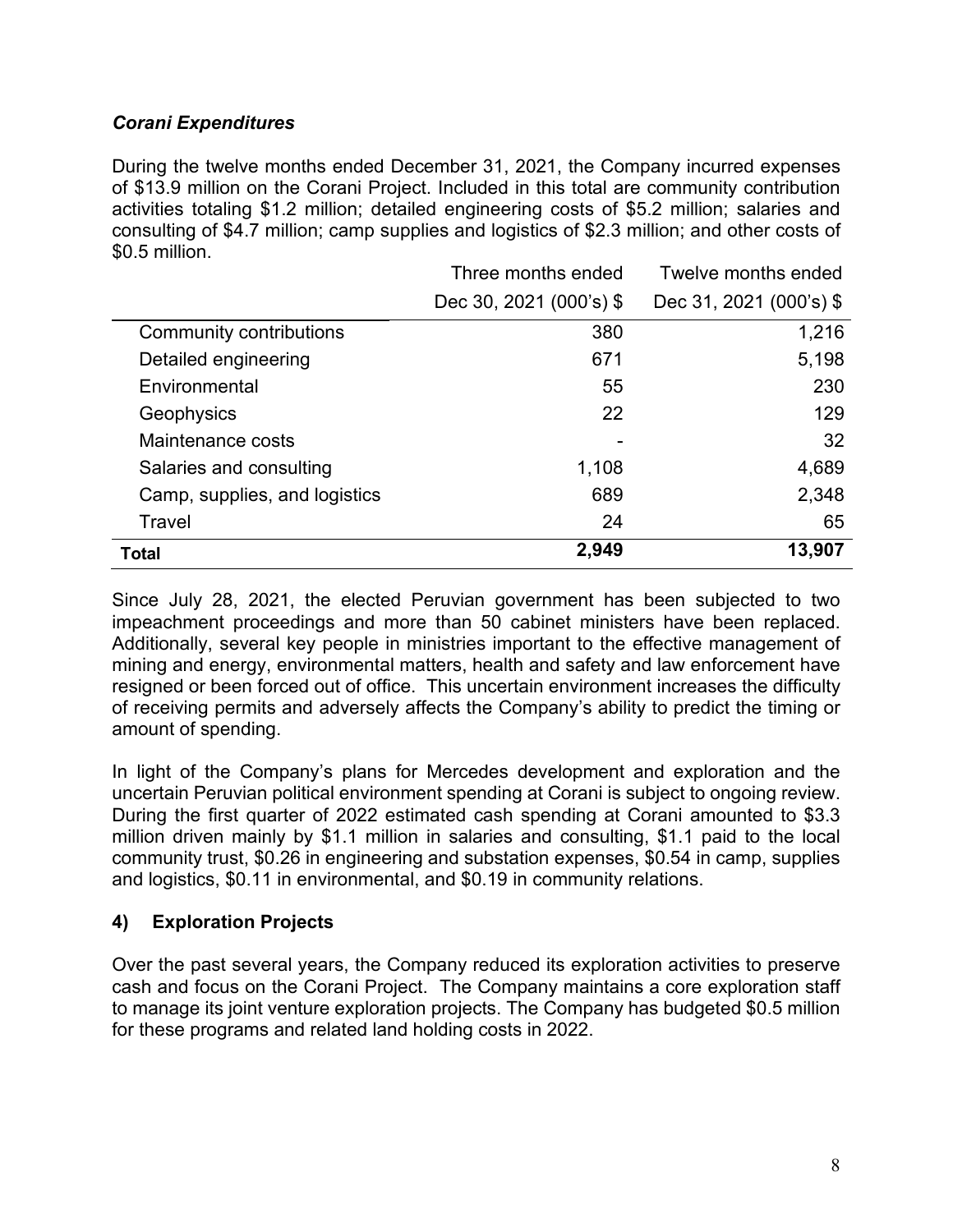### *Corani Expenditures*

During the twelve months ended December 31, 2021, the Company incurred expenses of $13.9 million on the Corani Project. Included in this total are community contribution activities totaling $1.2 million; detailed engineering costs of $5.2 million; salaries and consulting of $4.7 million; camp supplies and logistics of $2.3 million; and other costs of $0.5 million.

| | Three months ended Dec 30, 2021 (000's) $ | Twelve months ended Dec 31, 2021 (000's) $ |
|---|---:|---:|
| Community contributions | 380 | 1,216 |
| Detailed engineering | 671 | 5,198 |
| Environmental | 55 | 230 |
| Geophysics | 22 | 129 |
| Maintenance costs | - | 32 |
| Salaries and consulting | 1,108 | 4,689 |
| Camp, supplies, and logistics | 689 | 2,348 |
| Travel | 24 | 65 |
| **Total** | **2,949** | **13,907** |

Since July 28, 2021, the elected Peruvian government has been subjected to two impeachment proceedings and more than 50 cabinet ministers have been replaced. Additionally, several key people in ministries important to the effective management of mining and energy, environmental matters, health and safety and law enforcement have resigned or been forced out of office. This uncertain environment increases the difficulty of receiving permits and adversely affects the Company's ability to predict the timing or amount of spending.

In light of the Company's plans for Mercedes development and exploration and the uncertain Peruvian political environment spending at Corani is subject to ongoing review. During the first quarter of 2022 estimated cash spending at Corani amounted to $3.3 million driven mainly by $1.1 million in salaries and consulting, $1.1 paid to the local community trust, $0.26 in engineering and substation expenses, $0.54 in camp, supplies and logistics, $0.11 in environmental, and $0.19 in community relations.

## 4) Exploration Projects

Over the past several years, the Company reduced its exploration activities to preserve cash and focus on the Corani Project. The Company maintains a core exploration staff to manage its joint venture exploration projects. The Company has budgeted $0.5 million for these programs and related land holding costs in 2022.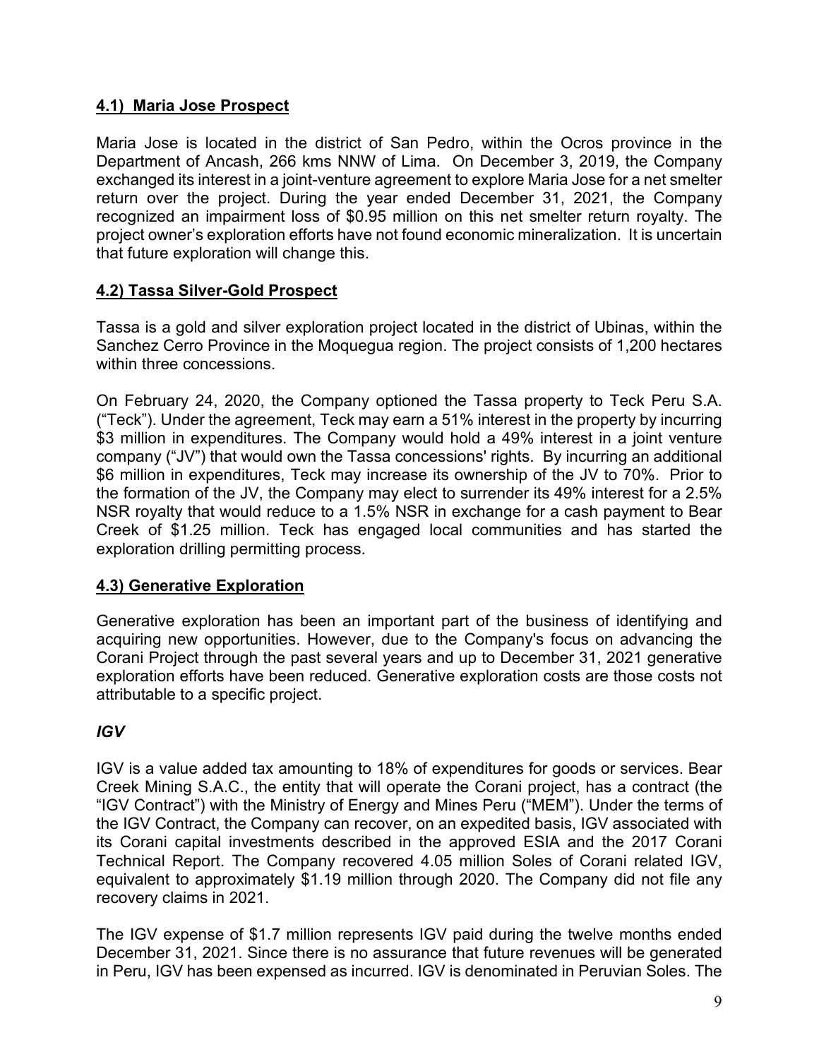### **4.1) Maria Jose Prospect**

Maria Jose is located in the district of San Pedro, within the Ocros province in the Department of Ancash, 266 kms NNW of Lima. On December 3, 2019, the Company exchanged its interest in a joint-venture agreement to explore Maria Jose for a net smelter return over the project. During the year ended December 31, 2021, the Company recognized an impairment loss of $0.95 million on this net smelter return royalty. The project owner's exploration efforts have not found economic mineralization. It is uncertain that future exploration will change this.

### **4.2) Tassa Silver-Gold Prospect**

Tassa is a gold and silver exploration project located in the district of Ubinas, within the Sanchez Cerro Province in the Moquegua region. The project consists of 1,200 hectares within three concessions.

On February 24, 2020, the Company optioned the Tassa property to Teck Peru S.A. ("Teck"). Under the agreement, Teck may earn a 51% interest in the property by incurring $3 million in expenditures. The Company would hold a 49% interest in a joint venture company ("JV") that would own the Tassa concessions' rights. By incurring an additional $6 million in expenditures, Teck may increase its ownership of the JV to 70%. Prior to the formation of the JV, the Company may elect to surrender its 49% interest for a 2.5% NSR royalty that would reduce to a 1.5% NSR in exchange for a cash payment to Bear Creek of $1.25 million. Teck has engaged local communities and has started the exploration drilling permitting process.

### **4.3) Generative Exploration**

Generative exploration has been an important part of the business of identifying and acquiring new opportunities. However, due to the Company's focus on advancing the Corani Project through the past several years and up to December 31, 2021 generative exploration efforts have been reduced. Generative exploration costs are those costs not attributable to a specific project.

#### ***IGV***

IGV is a value added tax amounting to 18% of expenditures for goods or services. Bear Creek Mining S.A.C., the entity that will operate the Corani project, has a contract (the "IGV Contract") with the Ministry of Energy and Mines Peru ("MEM"). Under the terms of the IGV Contract, the Company can recover, on an expedited basis, IGV associated with its Corani capital investments described in the approved ESIA and the 2017 Corani Technical Report. The Company recovered 4.05 million Soles of Corani related IGV, equivalent to approximately $1.19 million through 2020. The Company did not file any recovery claims in 2021.

The IGV expense of $1.7 million represents IGV paid during the twelve months ended December 31, 2021. Since there is no assurance that future revenues will be generated in Peru, IGV has been expensed as incurred. IGV is denominated in Peruvian Soles. The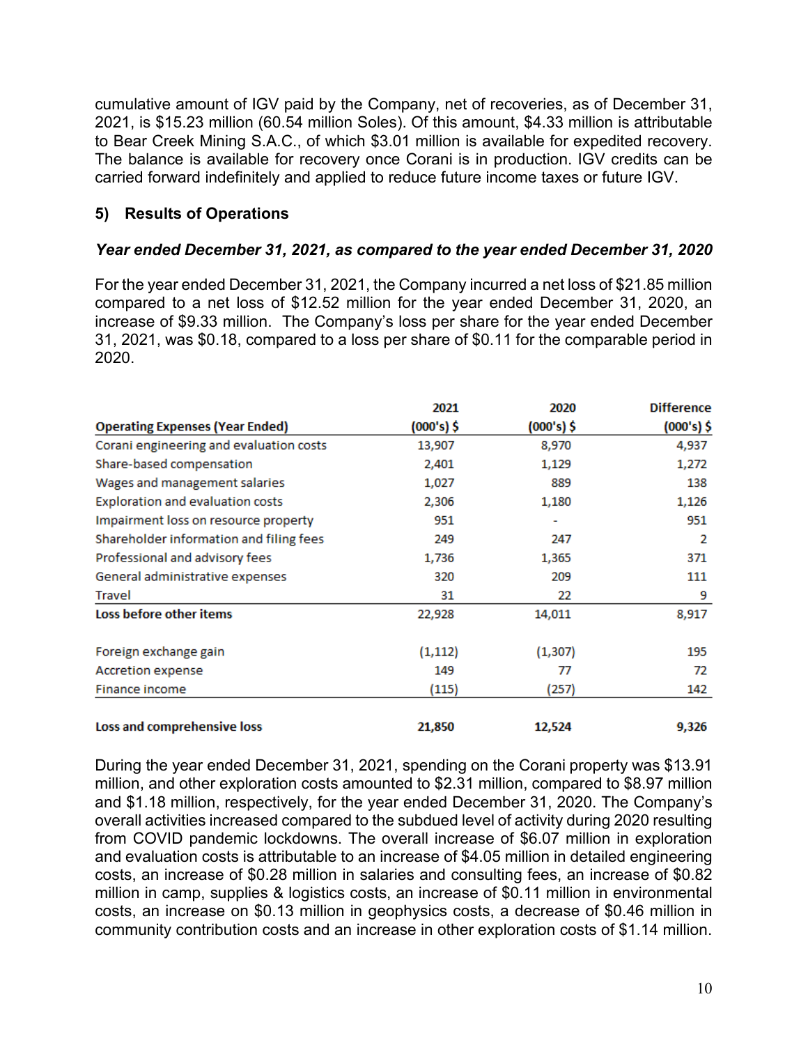cumulative amount of IGV paid by the Company, net of recoveries, as of December 31, 2021, is $15.23 million (60.54 million Soles). Of this amount, $4.33 million is attributable to Bear Creek Mining S.A.C., of which $3.01 million is available for expedited recovery. The balance is available for recovery once Corani is in production. IGV credits can be carried forward indefinitely and applied to reduce future income taxes or future IGV.

## 5) Results of Operations

### *Year ended December 31, 2021, as compared to the year ended December 31, 2020*

For the year ended December 31, 2021, the Company incurred a net loss of $21.85 million compared to a net loss of $12.52 million for the year ended December 31, 2020, an increase of $9.33 million. The Company's loss per share for the year ended December 31, 2021, was $0.18, compared to a loss per share of $0.11 for the comparable period in 2020.

| Operating Expenses (Year Ended) | 2021 (000's) $ | 2020 (000's) $ | Difference (000's) $ |
|---|---|---|---|
| Corani engineering and evaluation costs | 13,907 | 8,970 | 4,937 |
| Share-based compensation | 2,401 | 1,129 | 1,272 |
| Wages and management salaries | 1,027 | 889 | 138 |
| Exploration and evaluation costs | 2,306 | 1,180 | 1,126 |
| Impairment loss on resource property | 951 | - | 951 |
| Shareholder information and filing fees | 249 | 247 | 2 |
| Professional and advisory fees | 1,736 | 1,365 | 371 |
| General administrative expenses | 320 | 209 | 111 |
| Travel | 31 | 22 | 9 |
| **Loss before other items** | 22,928 | 14,011 | 8,917 |
| | | | |
| Foreign exchange gain | (1,112) | (1,307) | 195 |
| Accretion expense | 149 | 77 | 72 |
| Finance income | (115) | (257) | 142 |
| | | | |
| **Loss and comprehensive loss** | **21,850** | **12,524** | **9,326** |

During the year ended December 31, 2021, spending on the Corani property was $13.91 million, and other exploration costs amounted to $2.31 million, compared to $8.97 million and $1.18 million, respectively, for the year ended December 31, 2020. The Company's overall activities increased compared to the subdued level of activity during 2020 resulting from COVID pandemic lockdowns. The overall increase of $6.07 million in exploration and evaluation costs is attributable to an increase of $4.05 million in detailed engineering costs, an increase of $0.28 million in salaries and consulting fees, an increase of $0.82 million in camp, supplies & logistics costs, an increase of $0.11 million in environmental costs, an increase on $0.13 million in geophysics costs, a decrease of $0.46 million in community contribution costs and an increase in other exploration costs of $1.14 million.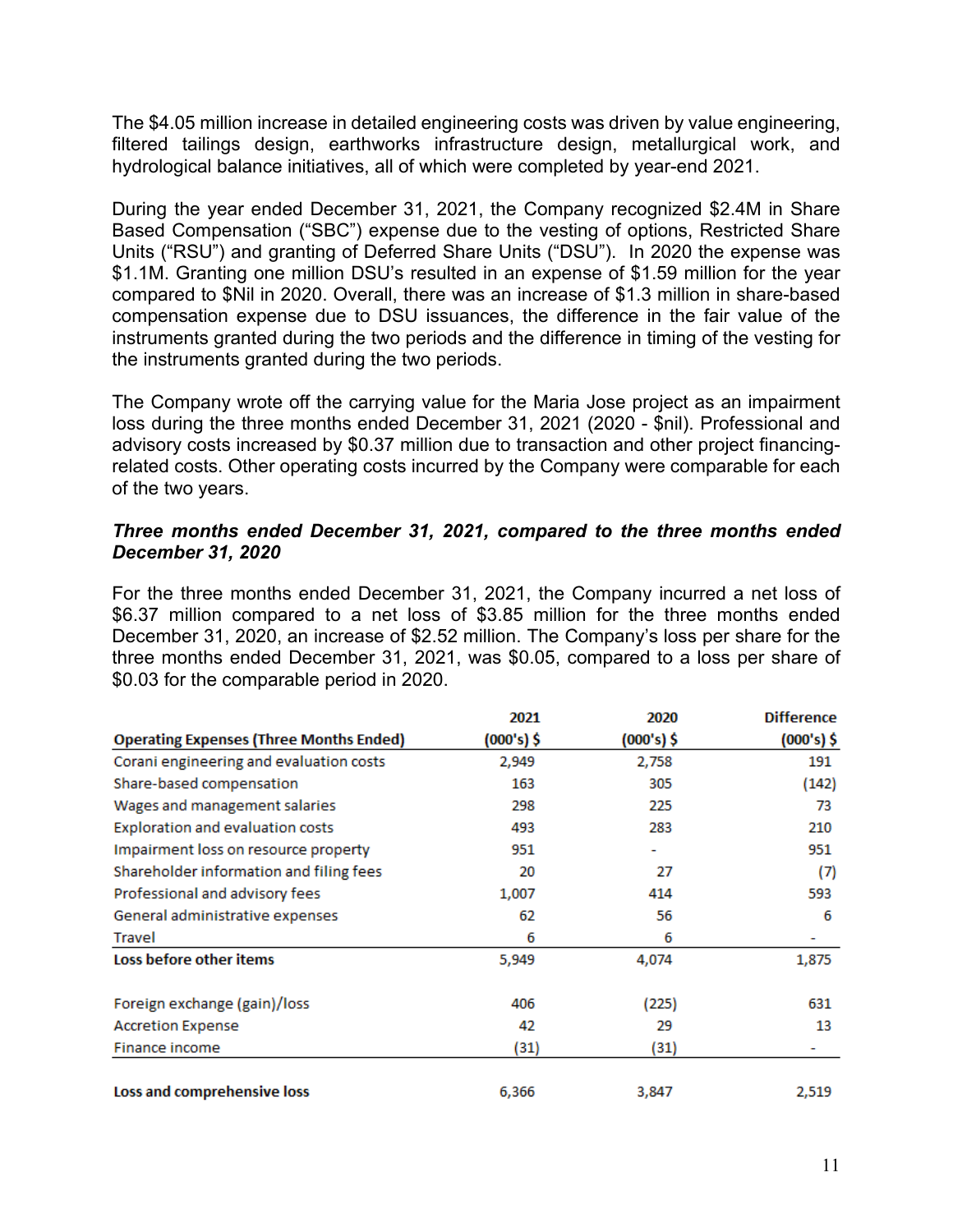The $4.05 million increase in detailed engineering costs was driven by value engineering, filtered tailings design, earthworks infrastructure design, metallurgical work, and hydrological balance initiatives, all of which were completed by year-end 2021.

During the year ended December 31, 2021, the Company recognized $2.4M in Share Based Compensation ("SBC") expense due to the vesting of options, Restricted Share Units ("RSU") and granting of Deferred Share Units ("DSU"). In 2020 the expense was $1.1M. Granting one million DSU's resulted in an expense of $1.59 million for the year compared to $Nil in 2020. Overall, there was an increase of $1.3 million in share-based compensation expense due to DSU issuances, the difference in the fair value of the instruments granted during the two periods and the difference in timing of the vesting for the instruments granted during the two periods.

The Company wrote off the carrying value for the Maria Jose project as an impairment loss during the three months ended December 31, 2021 (2020 - $nil). Professional and advisory costs increased by $0.37 million due to transaction and other project financing-related costs. Other operating costs incurred by the Company were comparable for each of the two years.

***Three months ended December 31, 2021, compared to the three months ended December 31, 2020***

For the three months ended December 31, 2021, the Company incurred a net loss of $6.37 million compared to a net loss of $3.85 million for the three months ended December 31, 2020, an increase of $2.52 million. The Company's loss per share for the three months ended December 31, 2021, was $0.05, compared to a loss per share of $0.03 for the comparable period in 2020.

| Operating Expenses (Three Months Ended) | 2021 (000's) $ | 2020 (000's) $ | Difference (000's) $ |
|---|---|---|---|
| Corani engineering and evaluation costs | 2,949 | 2,758 | 191 |
| Share-based compensation | 163 | 305 | (142) |
| Wages and management salaries | 298 | 225 | 73 |
| Exploration and evaluation costs | 493 | 283 | 210 |
| Impairment loss on resource property | 951 | - | 951 |
| Shareholder information and filing fees | 20 | 27 | (7) |
| Professional and advisory fees | 1,007 | 414 | 593 |
| General administrative expenses | 62 | 56 | 6 |
| Travel | 6 | 6 | - |
| **Loss before other items** | 5,949 | 4,074 | 1,875 |
| | | | |
| Foreign exchange (gain)/loss | 406 | (225) | 631 |
| Accretion Expense | 42 | 29 | 13 |
| Finance income | (31) | (31) | - |
| | | | |
| **Loss and comprehensive loss** | 6,366 | 3,847 | 2,519 |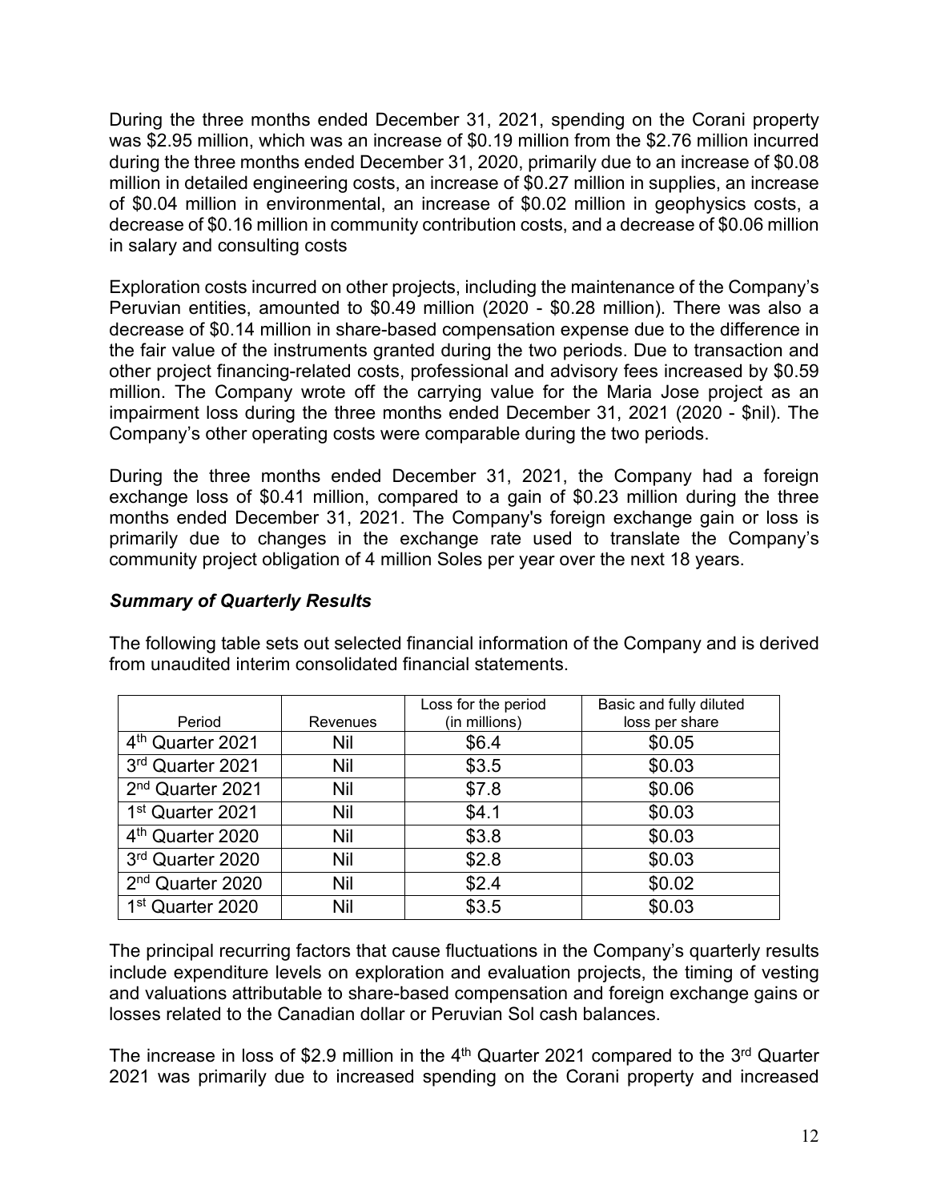During the three months ended December 31, 2021, spending on the Corani property was $2.95 million, which was an increase of $0.19 million from the $2.76 million incurred during the three months ended December 31, 2020, primarily due to an increase of $0.08 million in detailed engineering costs, an increase of $0.27 million in supplies, an increase of $0.04 million in environmental, an increase of $0.02 million in geophysics costs, a decrease of $0.16 million in community contribution costs, and a decrease of $0.06 million in salary and consulting costs

Exploration costs incurred on other projects, including the maintenance of the Company's Peruvian entities, amounted to $0.49 million (2020 - $0.28 million). There was also a decrease of $0.14 million in share-based compensation expense due to the difference in the fair value of the instruments granted during the two periods. Due to transaction and other project financing-related costs, professional and advisory fees increased by $0.59 million. The Company wrote off the carrying value for the Maria Jose project as an impairment loss during the three months ended December 31, 2021 (2020 - $nil). The Company's other operating costs were comparable during the two periods.

During the three months ended December 31, 2021, the Company had a foreign exchange loss of $0.41 million, compared to a gain of $0.23 million during the three months ended December 31, 2021. The Company's foreign exchange gain or loss is primarily due to changes in the exchange rate used to translate the Company's community project obligation of 4 million Soles per year over the next 18 years.

### *Summary of Quarterly Results*

The following table sets out selected financial information of the Company and is derived from unaudited interim consolidated financial statements.

| Period | Revenues | Loss for the period (in millions) | Basic and fully diluted loss per share |
|---|---|---|---|
| 4th Quarter 2021 | Nil | $6.4 | $0.05 |
| 3rd Quarter 2021 | Nil | $3.5 | $0.03 |
| 2nd Quarter 2021 | Nil | $7.8 | $0.06 |
| 1st Quarter 2021 | Nil | $4.1 | $0.03 |
| 4th Quarter 2020 | Nil | $3.8 | $0.03 |
| 3rd Quarter 2020 | Nil | $2.8 | $0.03 |
| 2nd Quarter 2020 | Nil | $2.4 | $0.02 |
| 1st Quarter 2020 | Nil | $3.5 | $0.03 |

The principal recurring factors that cause fluctuations in the Company's quarterly results include expenditure levels on exploration and evaluation projects, the timing of vesting and valuations attributable to share-based compensation and foreign exchange gains or losses related to the Canadian dollar or Peruvian Sol cash balances.

The increase in loss of $2.9 million in the 4th Quarter 2021 compared to the 3rd Quarter 2021 was primarily due to increased spending on the Corani property and increased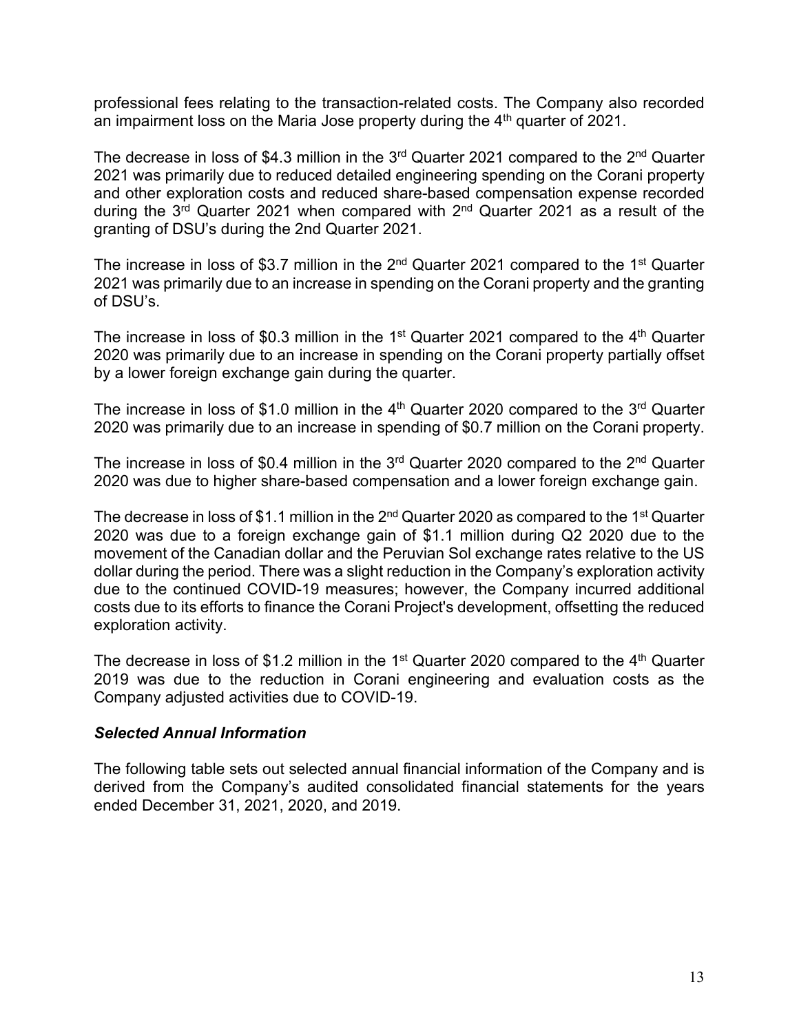professional fees relating to the transaction-related costs. The Company also recorded an impairment loss on the Maria Jose property during the 4th quarter of 2021.

The decrease in loss of $4.3 million in the 3rd Quarter 2021 compared to the 2nd Quarter 2021 was primarily due to reduced detailed engineering spending on the Corani property and other exploration costs and reduced share-based compensation expense recorded during the 3rd Quarter 2021 when compared with 2nd Quarter 2021 as a result of the granting of DSU's during the 2nd Quarter 2021.

The increase in loss of $3.7 million in the 2nd Quarter 2021 compared to the 1st Quarter 2021 was primarily due to an increase in spending on the Corani property and the granting of DSU's.

The increase in loss of $0.3 million in the 1st Quarter 2021 compared to the 4th Quarter 2020 was primarily due to an increase in spending on the Corani property partially offset by a lower foreign exchange gain during the quarter.

The increase in loss of $1.0 million in the 4th Quarter 2020 compared to the 3rd Quarter 2020 was primarily due to an increase in spending of $0.7 million on the Corani property.

The increase in loss of $0.4 million in the 3rd Quarter 2020 compared to the 2nd Quarter 2020 was due to higher share-based compensation and a lower foreign exchange gain.

The decrease in loss of $1.1 million in the 2nd Quarter 2020 as compared to the 1st Quarter 2020 was due to a foreign exchange gain of $1.1 million during Q2 2020 due to the movement of the Canadian dollar and the Peruvian Sol exchange rates relative to the US dollar during the period. There was a slight reduction in the Company's exploration activity due to the continued COVID-19 measures; however, the Company incurred additional costs due to its efforts to finance the Corani Project's development, offsetting the reduced exploration activity.

The decrease in loss of $1.2 million in the 1st Quarter 2020 compared to the 4th Quarter 2019 was due to the reduction in Corani engineering and evaluation costs as the Company adjusted activities due to COVID-19.

### *Selected Annual Information*

The following table sets out selected annual financial information of the Company and is derived from the Company's audited consolidated financial statements for the years ended December 31, 2021, 2020, and 2019.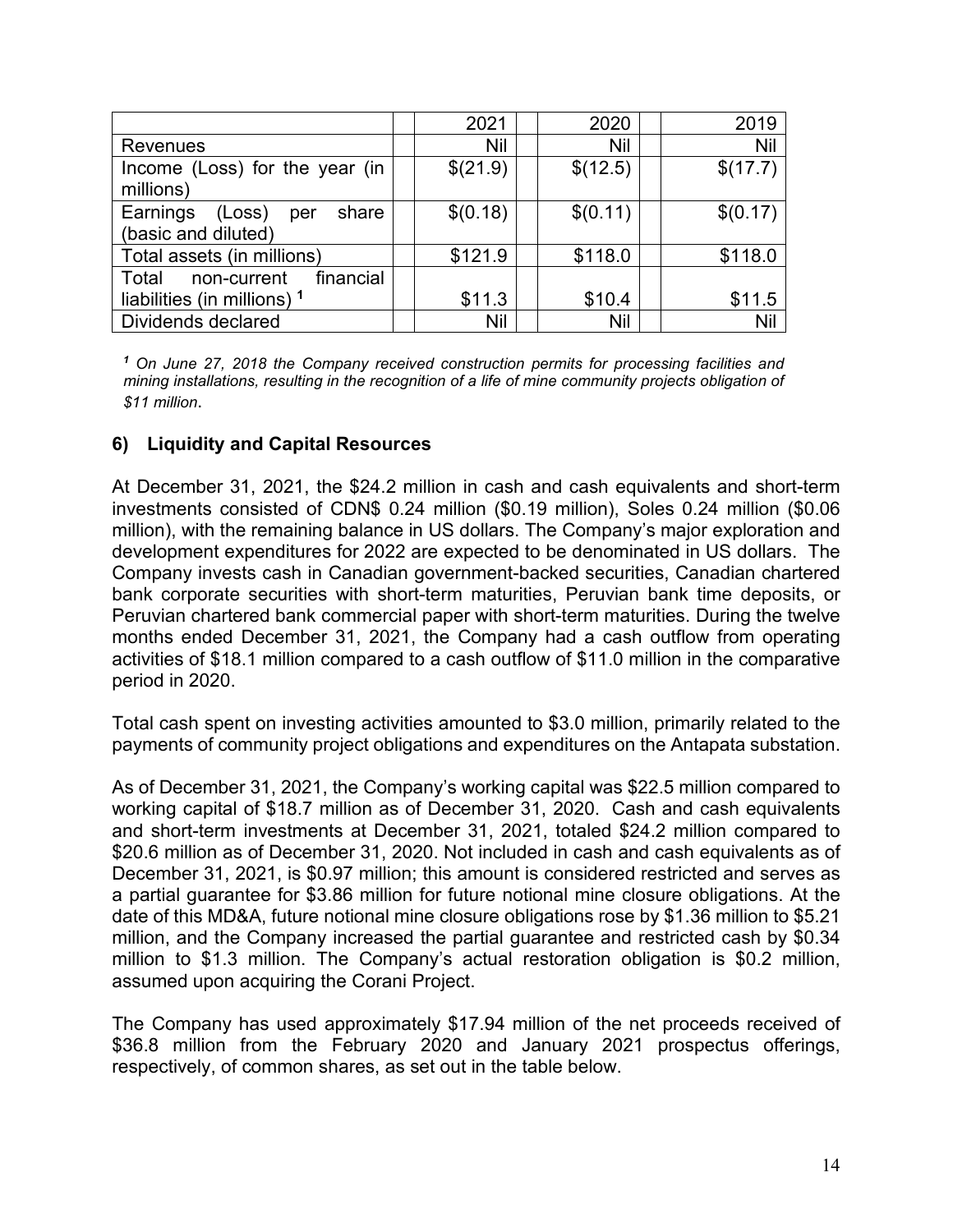| | 2021 | 2020 | 2019 |
|---|---|---|---|
| Revenues | Nil | Nil | Nil |
| Income (Loss) for the year (in millions) | $(21.9) | $(12.5) | $(17.7) |
| Earnings (Loss) per share (basic and diluted) | $(0.18) | $(0.11) | $(0.17) |
| Total assets (in millions) | $121.9 | $118.0 | $118.0 |
| Total non-current financial liabilities (in millions) [1] | $11.3 | $10.4 | $11.5 |
| Dividends declared | Nil | Nil | Nil |

*[1] On June 27, 2018 the Company received construction permits for processing facilities and mining installations, resulting in the recognition of a life of mine community projects obligation of $11 million*.

## 6) Liquidity and Capital Resources

At December 31, 2021, the $24.2 million in cash and cash equivalents and short-term investments consisted of CDN$ 0.24 million ($0.19 million), Soles 0.24 million ($0.06 million), with the remaining balance in US dollars. The Company's major exploration and development expenditures for 2022 are expected to be denominated in US dollars. The Company invests cash in Canadian government-backed securities, Canadian chartered bank corporate securities with short-term maturities, Peruvian bank time deposits, or Peruvian chartered bank commercial paper with short-term maturities. During the twelve months ended December 31, 2021, the Company had a cash outflow from operating activities of $18.1 million compared to a cash outflow of $11.0 million in the comparative period in 2020.

Total cash spent on investing activities amounted to $3.0 million, primarily related to the payments of community project obligations and expenditures on the Antapata substation.

As of December 31, 2021, the Company's working capital was $22.5 million compared to working capital of $18.7 million as of December 31, 2020. Cash and cash equivalents and short-term investments at December 31, 2021, totaled $24.2 million compared to $20.6 million as of December 31, 2020. Not included in cash and cash equivalents as of December 31, 2021, is $0.97 million; this amount is considered restricted and serves as a partial guarantee for $3.86 million for future notional mine closure obligations. At the date of this MD&A, future notional mine closure obligations rose by $1.36 million to $5.21 million, and the Company increased the partial guarantee and restricted cash by $0.34 million to $1.3 million. The Company's actual restoration obligation is $0.2 million, assumed upon acquiring the Corani Project.

The Company has used approximately $17.94 million of the net proceeds received of $36.8 million from the February 2020 and January 2021 prospectus offerings, respectively, of common shares, as set out in the table below.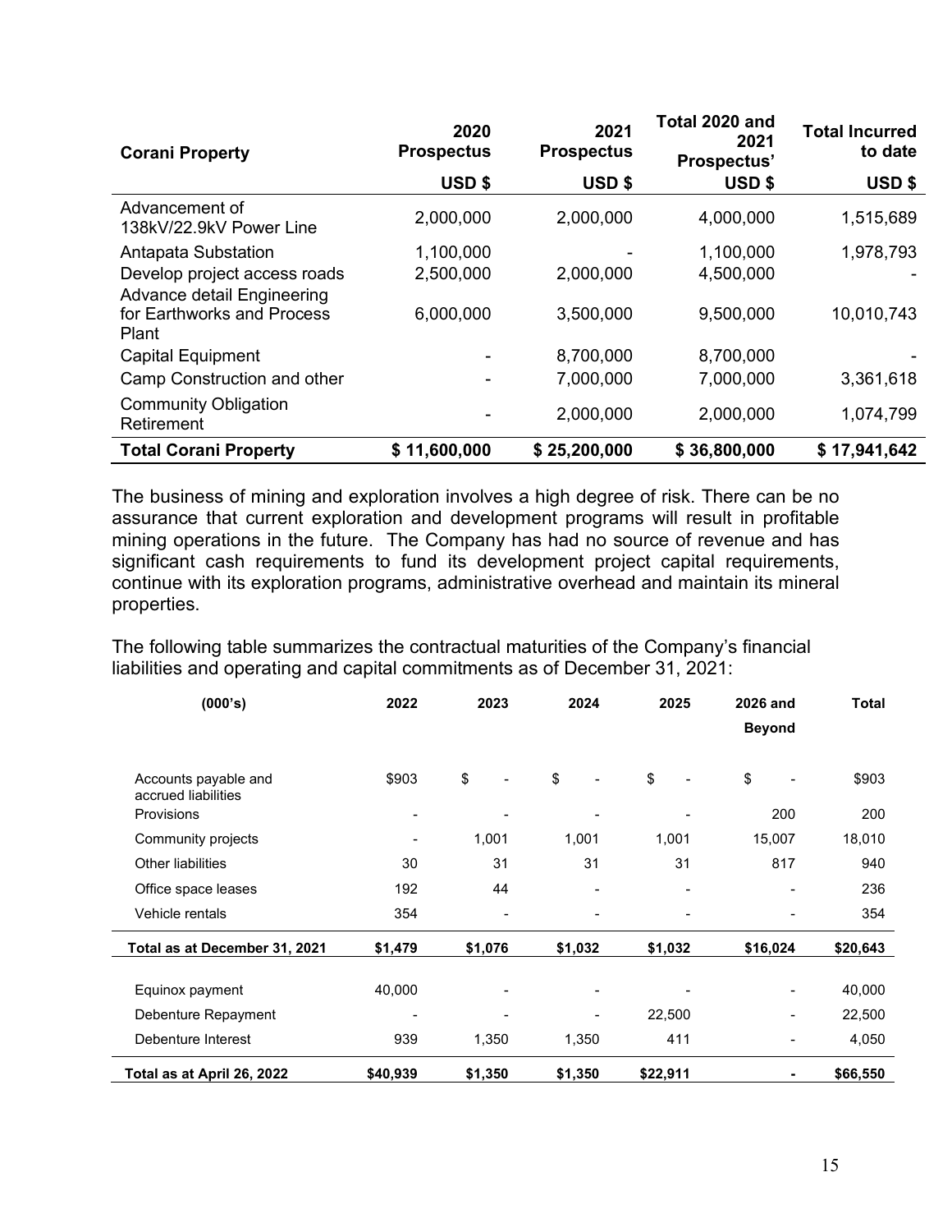| Corani Property | 2020 Prospectus | 2021 Prospectus | Total 2020 and 2021 Prospectus' | Total Incurred to date |
|---|---|---|---|---|
| | USD $ | USD $ | USD $ | USD $ |
| Advancement of 138kV/22.9kV Power Line | 2,000,000 | 2,000,000 | 4,000,000 | 1,515,689 |
| Antapata Substation | 1,100,000 | - | 1,100,000 | 1,978,793 |
| Develop project access roads | 2,500,000 | 2,000,000 | 4,500,000 | - |
| Advance detail Engineering for Earthworks and Process Plant | 6,000,000 | 3,500,000 | 9,500,000 | 10,010,743 |
| Capital Equipment | - | 8,700,000 | 8,700,000 | - |
| Camp Construction and other | - | 7,000,000 | 7,000,000 | 3,361,618 |
| Community Obligation Retirement | - | 2,000,000 | 2,000,000 | 1,074,799 |
| **Total Corani Property** | **$ 11,600,000** | **$ 25,200,000** | **$ 36,800,000** | **$ 17,941,642** |

The business of mining and exploration involves a high degree of risk. There can be no assurance that current exploration and development programs will result in profitable mining operations in the future. The Company has had no source of revenue and has significant cash requirements to fund its development project capital requirements, continue with its exploration programs, administrative overhead and maintain its mineral properties.

The following table summarizes the contractual maturities of the Company's financial liabilities and operating and capital commitments as of December 31, 2021:

| (000's) | 2022 | 2023 | 2024 | 2025 | 2026 and Beyond | Total |
|---|---|---|---|---|---|---|
| Accounts payable and accrued liabilities | $903 | $ - | $ - | $ - | $ - | $903 |
| Provisions | - | - | - | - | 200 | 200 |
| Community projects | - | 1,001 | 1,001 | 1,001 | 15,007 | 18,010 |
| Other liabilities | 30 | 31 | 31 | 31 | 817 | 940 |
| Office space leases | 192 | 44 | - | - | - | 236 |
| Vehicle rentals | 354 | - | - | - | - | 354 |
| **Total as at December 31, 2021** | **$1,479** | **$1,076** | **$1,032** | **$1,032** | **$16,024** | **$20,643** |
| Equinox payment | 40,000 | - | - | - | - | 40,000 |
| Debenture Repayment | - | - | - | 22,500 | - | 22,500 |
| Debenture Interest | 939 | 1,350 | 1,350 | 411 | - | 4,050 |
| **Total as at April 26, 2022** | **$40,939** | **$1,350** | **$1,350** | **$22,911** | **-** | **$66,550** |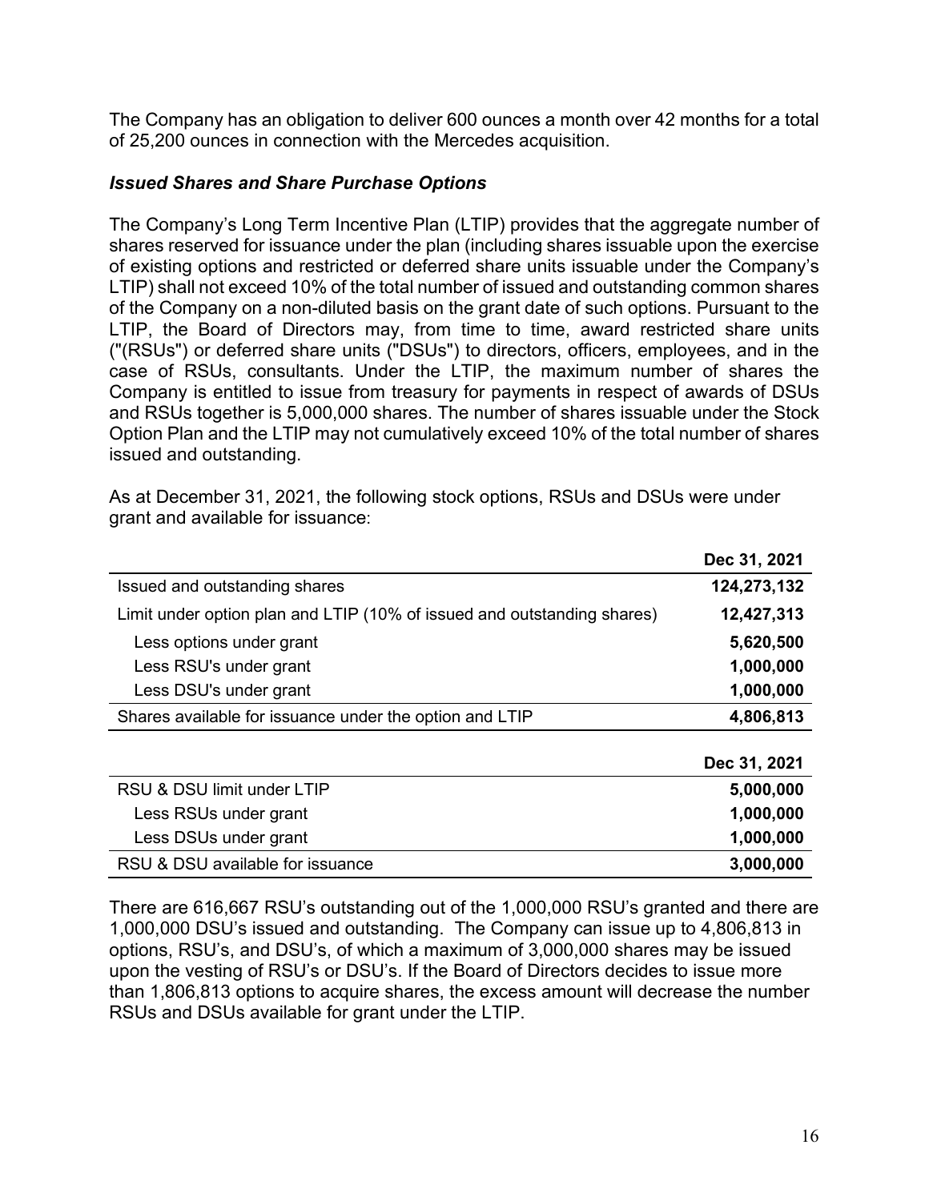The Company has an obligation to deliver 600 ounces a month over 42 months for a total of 25,200 ounces in connection with the Mercedes acquisition.

### *Issued Shares and Share Purchase Options*

The Company's Long Term Incentive Plan (LTIP) provides that the aggregate number of shares reserved for issuance under the plan (including shares issuable upon the exercise of existing options and restricted or deferred share units issuable under the Company's LTIP) shall not exceed 10% of the total number of issued and outstanding common shares of the Company on a non-diluted basis on the grant date of such options. Pursuant to the LTIP, the Board of Directors may, from time to time, award restricted share units ("(RSUs") or deferred share units ("DSUs") to directors, officers, employees, and in the case of RSUs, consultants. Under the LTIP, the maximum number of shares the Company is entitled to issue from treasury for payments in respect of awards of DSUs and RSUs together is 5,000,000 shares. The number of shares issuable under the Stock Option Plan and the LTIP may not cumulatively exceed 10% of the total number of shares issued and outstanding.

As at December 31, 2021, the following stock options, RSUs and DSUs were under grant and available for issuance:

| | Dec 31, 2021 |
|---|---|
| Issued and outstanding shares | **124,273,132** |
| Limit under option plan and LTIP (10% of issued and outstanding shares) | **12,427,313** |
| Less options under grant | **5,620,500** |
| Less RSU's under grant | **1,000,000** |
| Less DSU's under grant | **1,000,000** |
| Shares available for issuance under the option and LTIP | **4,806,813** |

| | Dec 31, 2021 |
|---|---|
| RSU & DSU limit under LTIP | **5,000,000** |
| Less RSUs under grant | **1,000,000** |
| Less DSUs under grant | **1,000,000** |
| RSU & DSU available for issuance | **3,000,000** |

There are 616,667 RSU's outstanding out of the 1,000,000 RSU's granted and there are 1,000,000 DSU's issued and outstanding. The Company can issue up to 4,806,813 in options, RSU's, and DSU's, of which a maximum of 3,000,000 shares may be issued upon the vesting of RSU's or DSU's. If the Board of Directors decides to issue more than 1,806,813 options to acquire shares, the excess amount will decrease the number RSUs and DSUs available for grant under the LTIP.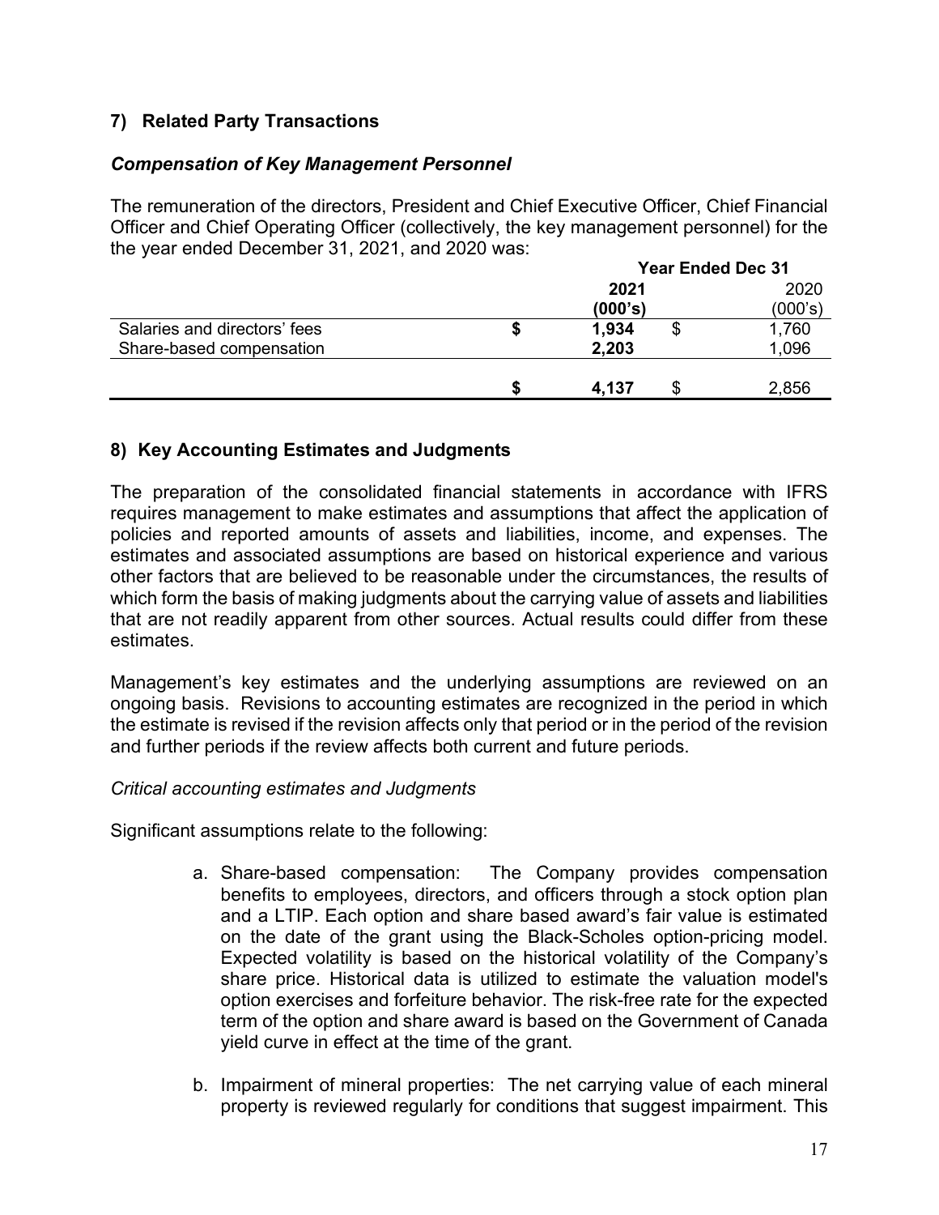## 7) Related Party Transactions

### *Compensation of Key Management Personnel*

The remuneration of the directors, President and Chief Executive Officer, Chief Financial Officer and Chief Operating Officer (collectively, the key management personnel) for the the year ended December 31, 2021, and 2020 was:

| | Year Ended Dec 31 | |
|---|---|---|
| | **2021 (000's)** | 2020 (000's) |
| Salaries and directors' fees | **$ 1,934** | $ 1,760 |
| Share-based compensation | **2,203** | 1,096 |
| | **$ 4,137** | $ 2,856 |

## 8) Key Accounting Estimates and Judgments

The preparation of the consolidated financial statements in accordance with IFRS requires management to make estimates and assumptions that affect the application of policies and reported amounts of assets and liabilities, income, and expenses. The estimates and associated assumptions are based on historical experience and various other factors that are believed to be reasonable under the circumstances, the results of which form the basis of making judgments about the carrying value of assets and liabilities that are not readily apparent from other sources. Actual results could differ from these estimates.

Management's key estimates and the underlying assumptions are reviewed on an ongoing basis. Revisions to accounting estimates are recognized in the period in which the estimate is revised if the revision affects only that period or in the period of the revision and further periods if the review affects both current and future periods.

*Critical accounting estimates and Judgments*

Significant assumptions relate to the following:

a. Share-based compensation: The Company provides compensation benefits to employees, directors, and officers through a stock option plan and a LTIP. Each option and share based award's fair value is estimated on the date of the grant using the Black-Scholes option-pricing model. Expected volatility is based on the historical volatility of the Company's share price. Historical data is utilized to estimate the valuation model's option exercises and forfeiture behavior. The risk-free rate for the expected term of the option and share award is based on the Government of Canada yield curve in effect at the time of the grant.

b. Impairment of mineral properties: The net carrying value of each mineral property is reviewed regularly for conditions that suggest impairment. This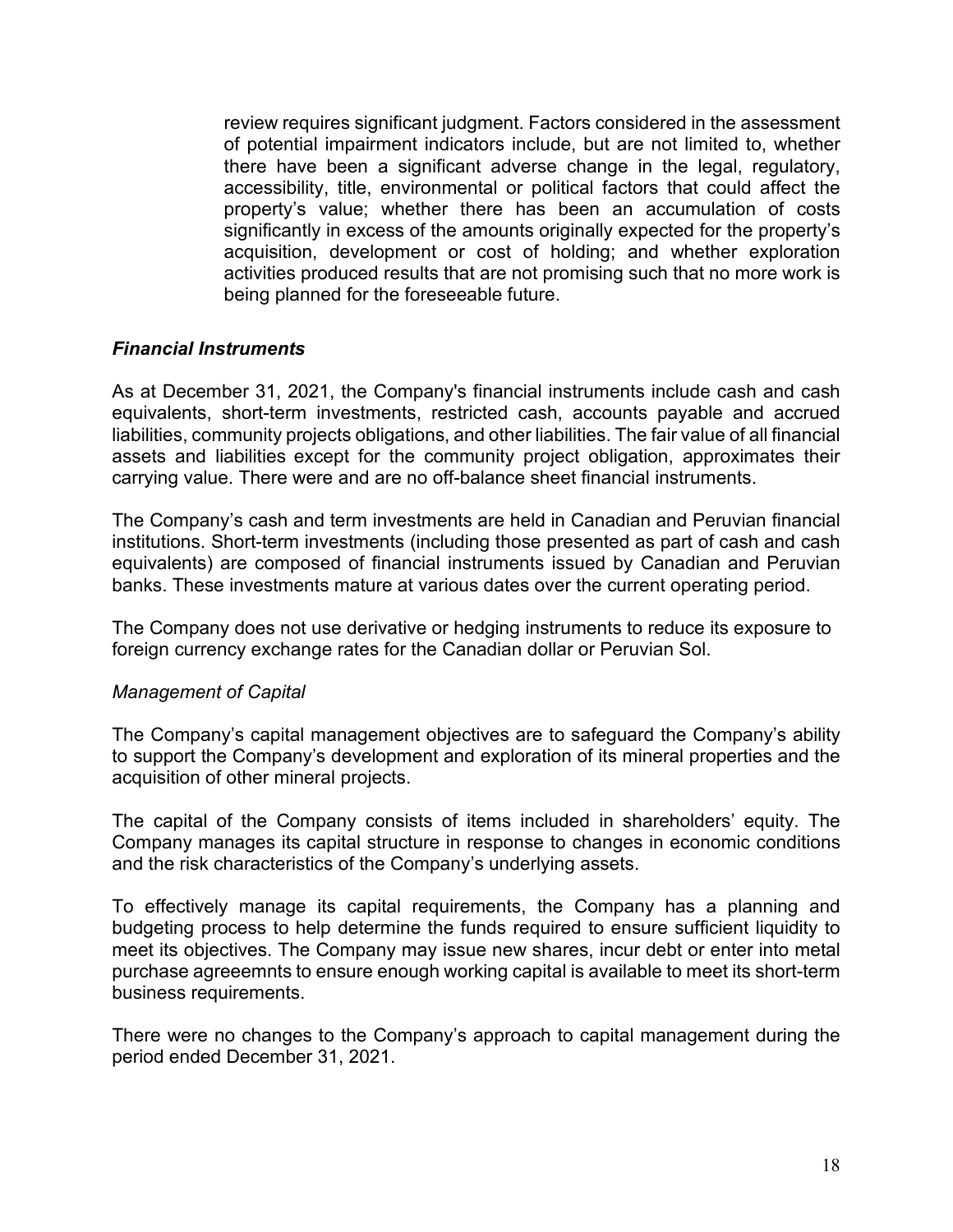review requires significant judgment. Factors considered in the assessment of potential impairment indicators include, but are not limited to, whether there have been a significant adverse change in the legal, regulatory, accessibility, title, environmental or political factors that could affect the property's value; whether there has been an accumulation of costs significantly in excess of the amounts originally expected for the property's acquisition, development or cost of holding; and whether exploration activities produced results that are not promising such that no more work is being planned for the foreseeable future.

### *Financial Instruments*

As at December 31, 2021, the Company's financial instruments include cash and cash equivalents, short-term investments, restricted cash, accounts payable and accrued liabilities, community projects obligations, and other liabilities. The fair value of all financial assets and liabilities except for the community project obligation, approximates their carrying value. There were and are no off-balance sheet financial instruments.

The Company's cash and term investments are held in Canadian and Peruvian financial institutions. Short-term investments (including those presented as part of cash and cash equivalents) are composed of financial instruments issued by Canadian and Peruvian banks. These investments mature at various dates over the current operating period.

The Company does not use derivative or hedging instruments to reduce its exposure to foreign currency exchange rates for the Canadian dollar or Peruvian Sol.

*Management of Capital*

The Company's capital management objectives are to safeguard the Company's ability to support the Company's development and exploration of its mineral properties and the acquisition of other mineral projects.

The capital of the Company consists of items included in shareholders' equity. The Company manages its capital structure in response to changes in economic conditions and the risk characteristics of the Company's underlying assets.

To effectively manage its capital requirements, the Company has a planning and budgeting process to help determine the funds required to ensure sufficient liquidity to meet its objectives. The Company may issue new shares, incur debt or enter into metal purchase agreeemnts to ensure enough working capital is available to meet its short-term business requirements.

There were no changes to the Company's approach to capital management during the period ended December 31, 2021.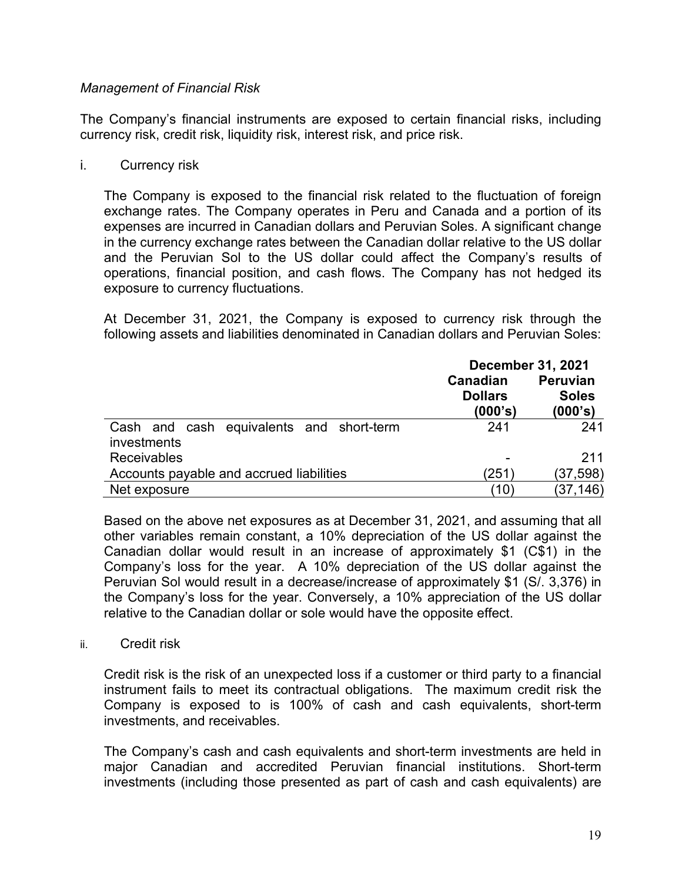*Management of Financial Risk*

The Company's financial instruments are exposed to certain financial risks, including currency risk, credit risk, liquidity risk, interest risk, and price risk.

i. Currency risk

The Company is exposed to the financial risk related to the fluctuation of foreign exchange rates. The Company operates in Peru and Canada and a portion of its expenses are incurred in Canadian dollars and Peruvian Soles. A significant change in the currency exchange rates between the Canadian dollar relative to the US dollar and the Peruvian Sol to the US dollar could affect the Company's results of operations, financial position, and cash flows. The Company has not hedged its exposure to currency fluctuations.

At December 31, 2021, the Company is exposed to currency risk through the following assets and liabilities denominated in Canadian dollars and Peruvian Soles:

| | **December 31, 2021** | |
|---|---|---|
| | **Canadian Dollars (000's)** | **Peruvian Soles (000's)** |
| Cash and cash equivalents and short-term investments | 241 | 241 |
| Receivables | - | 211 |
| Accounts payable and accrued liabilities | (251) | (37,598) |
| Net exposure | (10) | (37,146) |

Based on the above net exposures as at December 31, 2021, and assuming that all other variables remain constant, a 10% depreciation of the US dollar against the Canadian dollar would result in an increase of approximately $1 (C$1) in the Company's loss for the year. A 10% depreciation of the US dollar against the Peruvian Sol would result in a decrease/increase of approximately $1 (S/. 3,376) in the Company's loss for the year. Conversely, a 10% appreciation of the US dollar relative to the Canadian dollar or sole would have the opposite effect.

ii. Credit risk

Credit risk is the risk of an unexpected loss if a customer or third party to a financial instrument fails to meet its contractual obligations. The maximum credit risk the Company is exposed to is 100% of cash and cash equivalents, short-term investments, and receivables.

The Company's cash and cash equivalents and short-term investments are held in major Canadian and accredited Peruvian financial institutions. Short-term investments (including those presented as part of cash and cash equivalents) are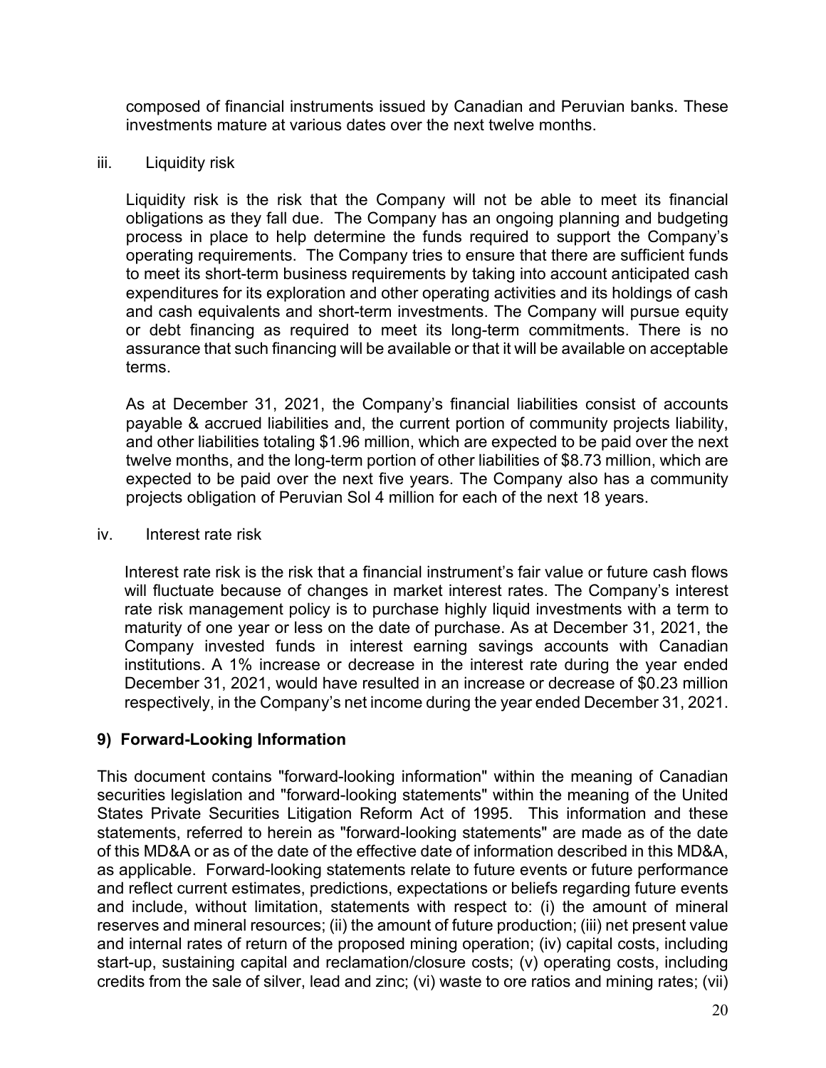composed of financial instruments issued by Canadian and Peruvian banks. These investments mature at various dates over the next twelve months.

iii. Liquidity risk

Liquidity risk is the risk that the Company will not be able to meet its financial obligations as they fall due. The Company has an ongoing planning and budgeting process in place to help determine the funds required to support the Company's operating requirements. The Company tries to ensure that there are sufficient funds to meet its short-term business requirements by taking into account anticipated cash expenditures for its exploration and other operating activities and its holdings of cash and cash equivalents and short-term investments. The Company will pursue equity or debt financing as required to meet its long-term commitments. There is no assurance that such financing will be available or that it will be available on acceptable terms.

As at December 31, 2021, the Company's financial liabilities consist of accounts payable & accrued liabilities and, the current portion of community projects liability, and other liabilities totaling $1.96 million, which are expected to be paid over the next twelve months, and the long-term portion of other liabilities of $8.73 million, which are expected to be paid over the next five years. The Company also has a community projects obligation of Peruvian Sol 4 million for each of the next 18 years.

iv. Interest rate risk

Interest rate risk is the risk that a financial instrument's fair value or future cash flows will fluctuate because of changes in market interest rates. The Company's interest rate risk management policy is to purchase highly liquid investments with a term to maturity of one year or less on the date of purchase. As at December 31, 2021, the Company invested funds in interest earning savings accounts with Canadian institutions. A 1% increase or decrease in the interest rate during the year ended December 31, 2021, would have resulted in an increase or decrease of $0.23 million respectively, in the Company's net income during the year ended December 31, 2021.

## 9) Forward-Looking Information

This document contains "forward-looking information" within the meaning of Canadian securities legislation and "forward-looking statements" within the meaning of the United States Private Securities Litigation Reform Act of 1995. This information and these statements, referred to herein as "forward-looking statements" are made as of the date of this MD&A or as of the date of the effective date of information described in this MD&A, as applicable. Forward-looking statements relate to future events or future performance and reflect current estimates, predictions, expectations or beliefs regarding future events and include, without limitation, statements with respect to: (i) the amount of mineral reserves and mineral resources; (ii) the amount of future production; (iii) net present value and internal rates of return of the proposed mining operation; (iv) capital costs, including start-up, sustaining capital and reclamation/closure costs; (v) operating costs, including credits from the sale of silver, lead and zinc; (vi) waste to ore ratios and mining rates; (vii)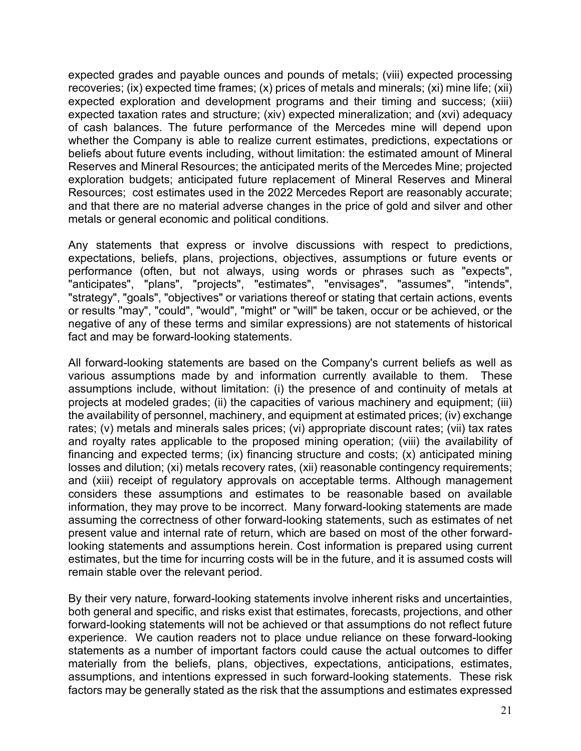expected grades and payable ounces and pounds of metals; (viii) expected processing recoveries; (ix) expected time frames; (x) prices of metals and minerals; (xi) mine life; (xii) expected exploration and development programs and their timing and success; (xiii) expected taxation rates and structure; (xiv) expected mineralization; and (xvi) adequacy of cash balances. The future performance of the Mercedes mine will depend upon whether the Company is able to realize current estimates, predictions, expectations or beliefs about future events including, without limitation: the estimated amount of Mineral Reserves and Mineral Resources; the anticipated merits of the Mercedes Mine; projected exploration budgets; anticipated future replacement of Mineral Reserves and Mineral Resources; cost estimates used in the 2022 Mercedes Report are reasonably accurate; and that there are no material adverse changes in the price of gold and silver and other metals or general economic and political conditions.

Any statements that express or involve discussions with respect to predictions, expectations, beliefs, plans, projections, objectives, assumptions or future events or performance (often, but not always, using words or phrases such as "expects", "anticipates", "plans", "projects", "estimates", "envisages", "assumes", "intends", "strategy", "goals", "objectives" or variations thereof or stating that certain actions, events or results "may", "could", "would", "might" or "will" be taken, occur or be achieved, or the negative of any of these terms and similar expressions) are not statements of historical fact and may be forward-looking statements.

All forward-looking statements are based on the Company's current beliefs as well as various assumptions made by and information currently available to them. These assumptions include, without limitation: (i) the presence of and continuity of metals at projects at modeled grades; (ii) the capacities of various machinery and equipment; (iii) the availability of personnel, machinery, and equipment at estimated prices; (iv) exchange rates; (v) metals and minerals sales prices; (vi) appropriate discount rates; (vii) tax rates and royalty rates applicable to the proposed mining operation; (viii) the availability of financing and expected terms; (ix) financing structure and costs; (x) anticipated mining losses and dilution; (xi) metals recovery rates, (xii) reasonable contingency requirements; and (xiii) receipt of regulatory approvals on acceptable terms. Although management considers these assumptions and estimates to be reasonable based on available information, they may prove to be incorrect. Many forward-looking statements are made assuming the correctness of other forward-looking statements, such as estimates of net present value and internal rate of return, which are based on most of the other forward-looking statements and assumptions herein. Cost information is prepared using current estimates, but the time for incurring costs will be in the future, and it is assumed costs will remain stable over the relevant period.

By their very nature, forward-looking statements involve inherent risks and uncertainties, both general and specific, and risks exist that estimates, forecasts, projections, and other forward-looking statements will not be achieved or that assumptions do not reflect future experience. We caution readers not to place undue reliance on these forward-looking statements as a number of important factors could cause the actual outcomes to differ materially from the beliefs, plans, objectives, expectations, anticipations, estimates, assumptions, and intentions expressed in such forward-looking statements. These risk factors may be generally stated as the risk that the assumptions and estimates expressed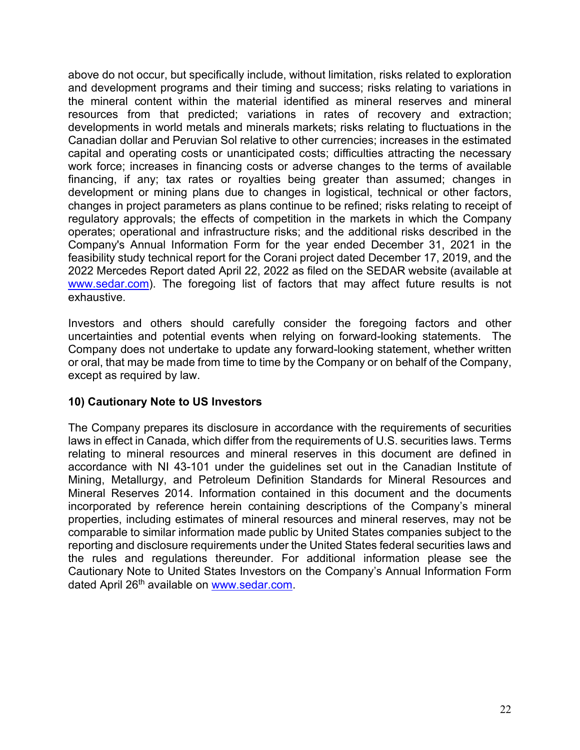above do not occur, but specifically include, without limitation, risks related to exploration and development programs and their timing and success; risks relating to variations in the mineral content within the material identified as mineral reserves and mineral resources from that predicted; variations in rates of recovery and extraction; developments in world metals and minerals markets; risks relating to fluctuations in the Canadian dollar and Peruvian Sol relative to other currencies; increases in the estimated capital and operating costs or unanticipated costs; difficulties attracting the necessary work force; increases in financing costs or adverse changes to the terms of available financing, if any; tax rates or royalties being greater than assumed; changes in development or mining plans due to changes in logistical, technical or other factors, changes in project parameters as plans continue to be refined; risks relating to receipt of regulatory approvals; the effects of competition in the markets in which the Company operates; operational and infrastructure risks; and the additional risks described in the Company's Annual Information Form for the year ended December 31, 2021 in the feasibility study technical report for the Corani project dated December 17, 2019, and the 2022 Mercedes Report dated April 22, 2022 as filed on the SEDAR website (available at www.sedar.com). The foregoing list of factors that may affect future results is not exhaustive.

Investors and others should carefully consider the foregoing factors and other uncertainties and potential events when relying on forward-looking statements. The Company does not undertake to update any forward-looking statement, whether written or oral, that may be made from time to time by the Company or on behalf of the Company, except as required by law.

### 10) Cautionary Note to US Investors

The Company prepares its disclosure in accordance with the requirements of securities laws in effect in Canada, which differ from the requirements of U.S. securities laws. Terms relating to mineral resources and mineral reserves in this document are defined in accordance with NI 43-101 under the guidelines set out in the Canadian Institute of Mining, Metallurgy, and Petroleum Definition Standards for Mineral Resources and Mineral Reserves 2014. Information contained in this document and the documents incorporated by reference herein containing descriptions of the Company's mineral properties, including estimates of mineral resources and mineral reserves, may not be comparable to similar information made public by United States companies subject to the reporting and disclosure requirements under the United States federal securities laws and the rules and regulations thereunder. For additional information please see the Cautionary Note to United States Investors on the Company's Annual Information Form dated April 26th available on www.sedar.com.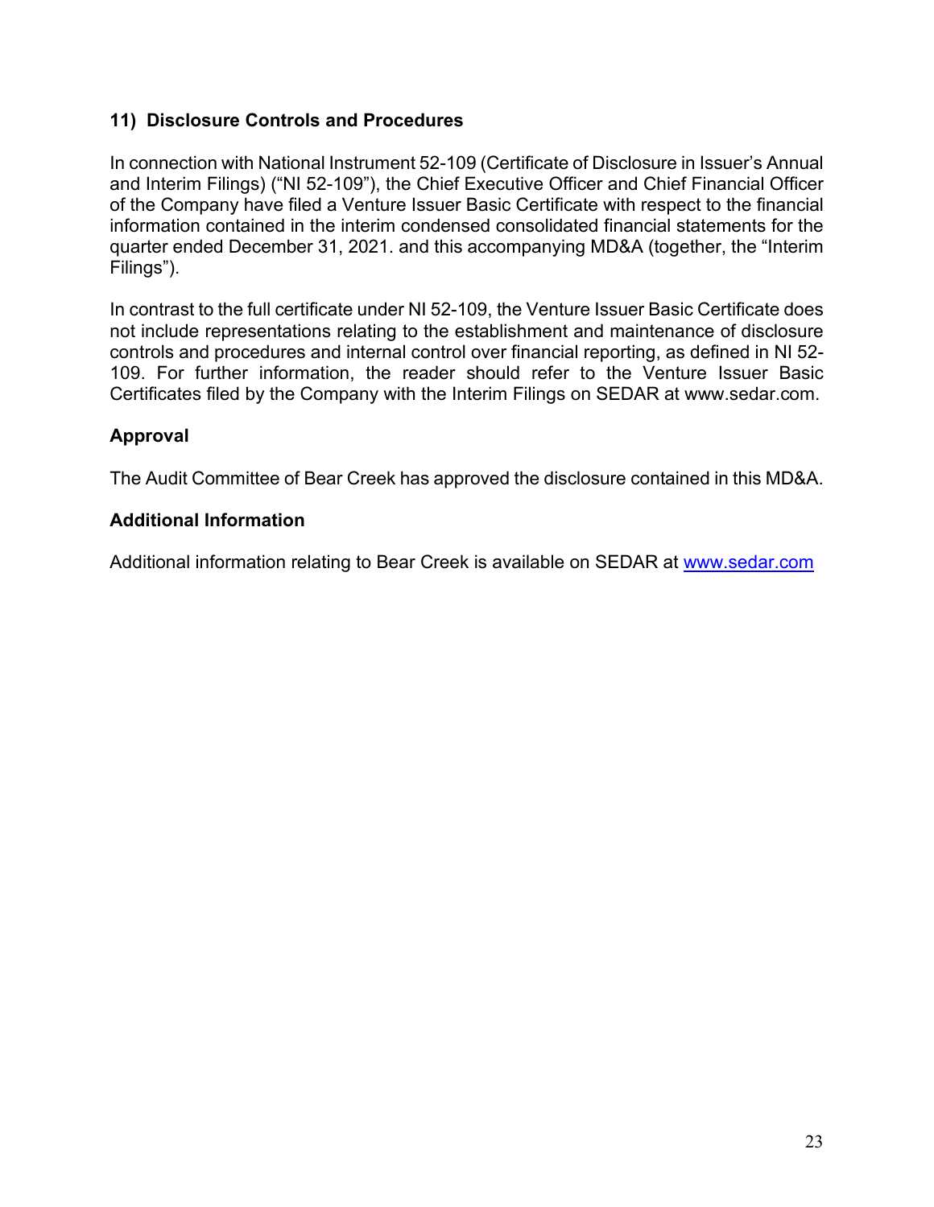## 11) Disclosure Controls and Procedures

In connection with National Instrument 52-109 (Certificate of Disclosure in Issuer's Annual and Interim Filings) ("NI 52-109"), the Chief Executive Officer and Chief Financial Officer of the Company have filed a Venture Issuer Basic Certificate with respect to the financial information contained in the interim condensed consolidated financial statements for the quarter ended December 31, 2021. and this accompanying MD&A (together, the "Interim Filings").

In contrast to the full certificate under NI 52-109, the Venture Issuer Basic Certificate does not include representations relating to the establishment and maintenance of disclosure controls and procedures and internal control over financial reporting, as defined in NI 52-109. For further information, the reader should refer to the Venture Issuer Basic Certificates filed by the Company with the Interim Filings on SEDAR at www.sedar.com.

### Approval

The Audit Committee of Bear Creek has approved the disclosure contained in this MD&A.

### Additional Information

Additional information relating to Bear Creek is available on SEDAR at [www.sedar.com](http://www.sedar.com)